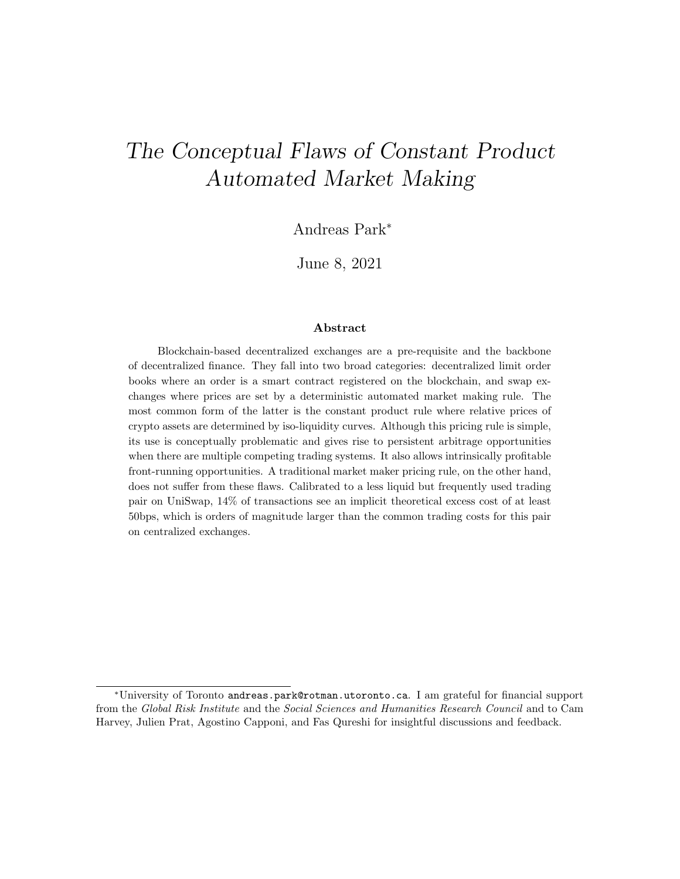# *The Conceptual Flaws of Constant Product Automated Market Making*

Andreas Park[*]

June 8, 2021

### Abstract

Blockchain-based decentralized exchanges are a pre-requisite and the backbone of decentralized finance. They fall into two broad categories: decentralized limit order books where an order is a smart contract registered on the blockchain, and swap exchanges where prices are set by a deterministic automated market making rule. The most common form of the latter is the constant product rule where relative prices of crypto assets are determined by iso-liquidity curves. Although this pricing rule is simple, its use is conceptually problematic and gives rise to persistent arbitrage opportunities when there are multiple competing trading systems. It also allows intrinsically profitable front-running opportunities. A traditional market maker pricing rule, on the other hand, does not suffer from these flaws. Calibrated to a less liquid but frequently used trading pair on UniSwap, 14% of transactions see an implicit theoretical excess cost of at least 50bps, which is orders of magnitude larger than the common trading costs for this pair on centralized exchanges.

---

[*] University of Toronto `andreas.park@rotman.utoronto.ca`. I am grateful for financial support from the *Global Risk Institute* and the *Social Sciences and Humanities Research Council* and to Cam Harvey, Julien Prat, Agostino Capponi, and Fas Qureshi for insightful discussions and feedback.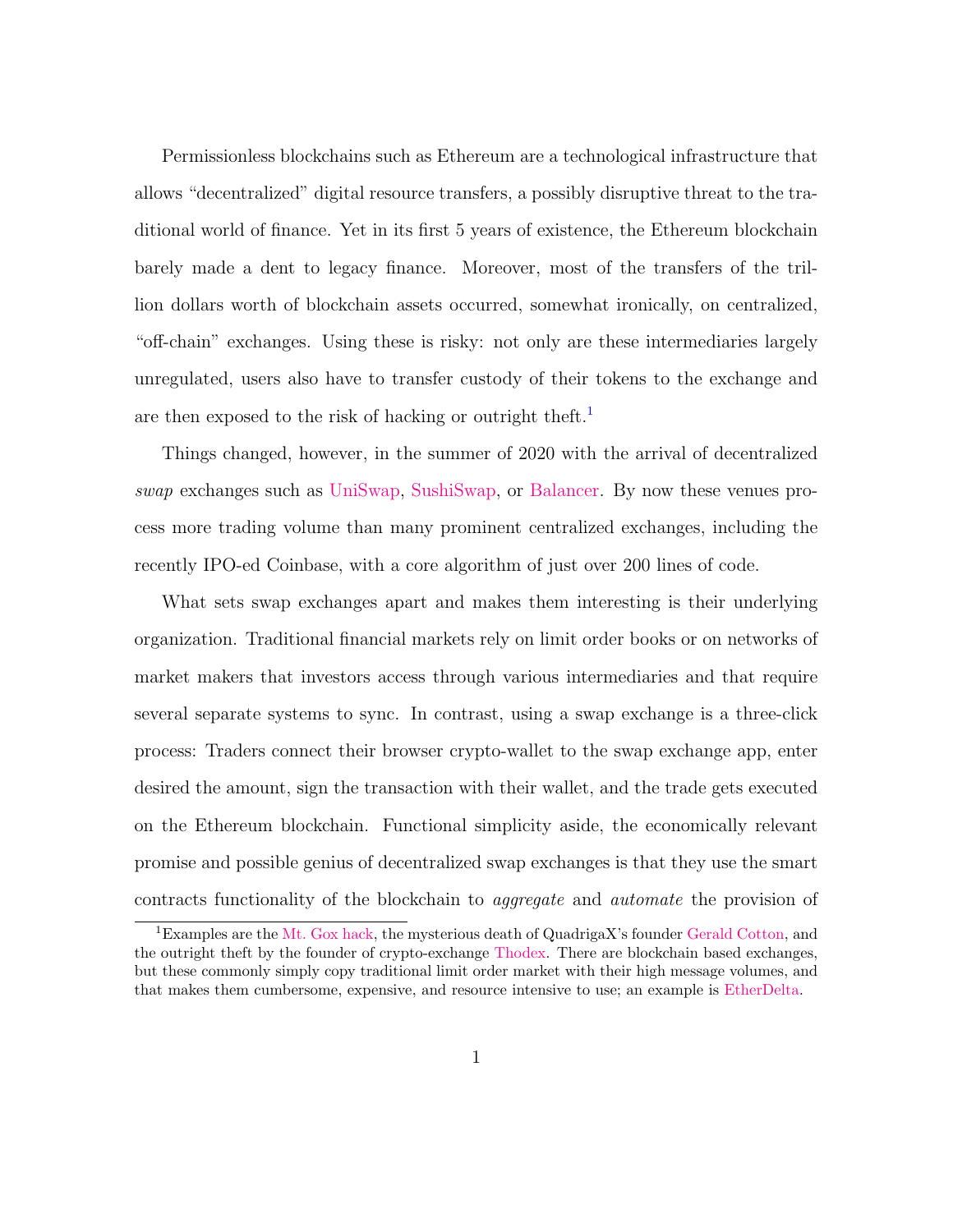Permissionless blockchains such as Ethereum are a technological infrastructure that allows "decentralized" digital resource transfers, a possibly disruptive threat to the traditional world of finance. Yet in its first 5 years of existence, the Ethereum blockchain barely made a dent to legacy finance. Moreover, most of the transfers of the trillion dollars worth of blockchain assets occurred, somewhat ironically, on centralized, "off-chain" exchanges. Using these is risky: not only are these intermediaries largely unregulated, users also have to transfer custody of their tokens to the exchange and are then exposed to the risk of hacking or outright theft.[1]

Things changed, however, in the summer of 2020 with the arrival of decentralized *swap* exchanges such as UniSwap, SushiSwap, or Balancer. By now these venues process more trading volume than many prominent centralized exchanges, including the recently IPO-ed Coinbase, with a core algorithm of just over 200 lines of code.

What sets swap exchanges apart and makes them interesting is their underlying organization. Traditional financial markets rely on limit order books or on networks of market makers that investors access through various intermediaries and that require several separate systems to sync. In contrast, using a swap exchange is a three-click process: Traders connect their browser crypto-wallet to the swap exchange app, enter desired the amount, sign the transaction with their wallet, and the trade gets executed on the Ethereum blockchain. Functional simplicity aside, the economically relevant promise and possible genius of decentralized swap exchanges is that they use the smart contracts functionality of the blockchain to *aggregate* and *automate* the provision of

[1] Examples are the Mt. Gox hack, the mysterious death of QuadrigaX's founder Gerald Cotton, and the outright theft by the founder of crypto-exchange Thodex. There are blockchain based exchanges, but these commonly simply copy traditional limit order market with their high message volumes, and that makes them cumbersome, expensive, and resource intensive to use; an example is EtherDelta.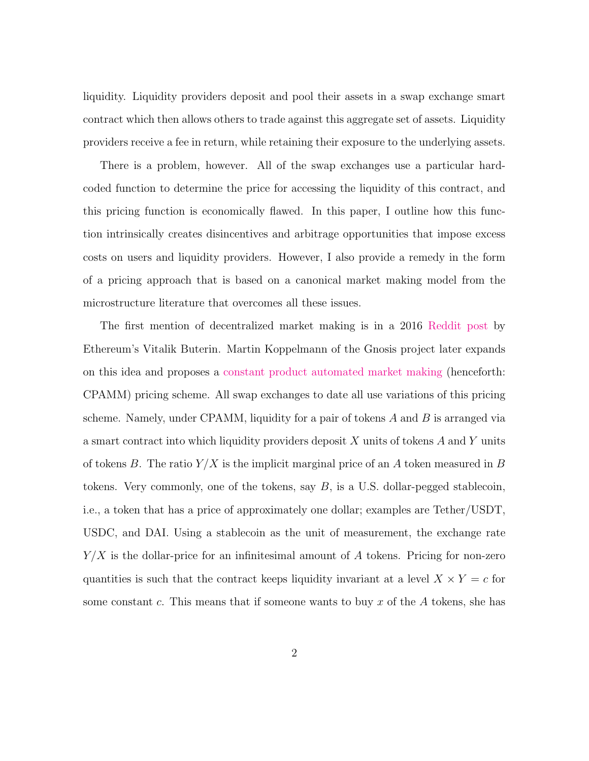liquidity. Liquidity providers deposit and pool their assets in a swap exchange smart contract which then allows others to trade against this aggregate set of assets. Liquidity providers receive a fee in return, while retaining their exposure to the underlying assets.

There is a problem, however. All of the swap exchanges use a particular hard-coded function to determine the price for accessing the liquidity of this contract, and this pricing function is economically flawed. In this paper, I outline how this function intrinsically creates disincentives and arbitrage opportunities that impose excess costs on users and liquidity providers. However, I also provide a remedy in the form of a pricing approach that is based on a canonical market making model from the microstructure literature that overcomes all these issues.

The first mention of decentralized market making is in a 2016 Reddit post by Ethereum's Vitalik Buterin. Martin Koppelmann of the Gnosis project later expands on this idea and proposes a constant product automated market making (henceforth: CPAMM) pricing scheme. All swap exchanges to date all use variations of this pricing scheme. Namely, under CPAMM, liquidity for a pair of tokens $A$ and $B$ is arranged via a smart contract into which liquidity providers deposit $X$ units of tokens $A$ and $Y$ units of tokens $B$. The ratio $Y/X$ is the implicit marginal price of an $A$ token measured in $B$ tokens. Very commonly, one of the tokens, say $B$, is a U.S. dollar-pegged stablecoin, i.e., a token that has a price of approximately one dollar; examples are Tether/USDT, USDC, and DAI. Using a stablecoin as the unit of measurement, the exchange rate $Y/X$ is the dollar-price for an infinitesimal amount of $A$ tokens. Pricing for non-zero quantities is such that the contract keeps liquidity invariant at a level $X \times Y = c$ for some constant $c$. This means that if someone wants to buy $x$ of the $A$ tokens, she has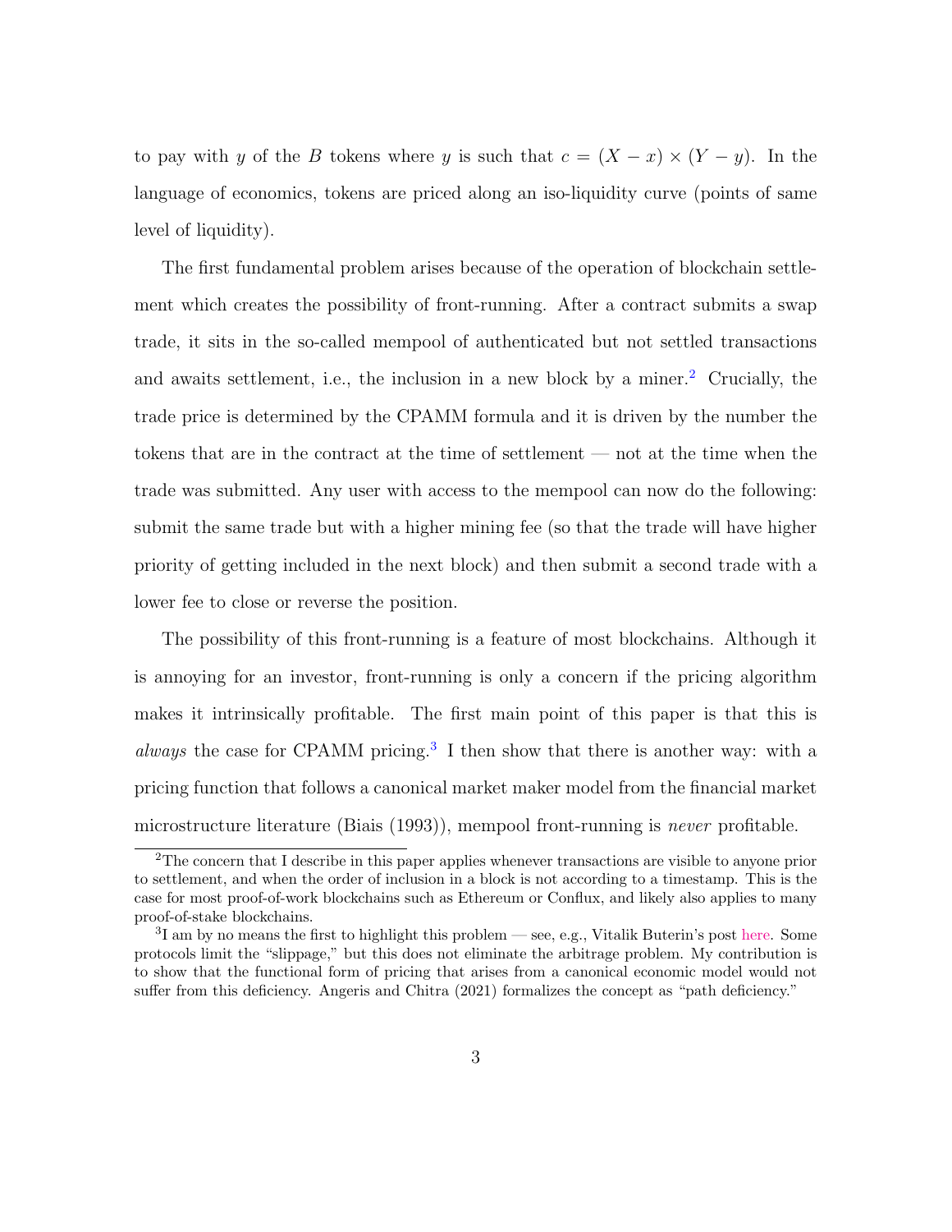to pay with $y$ of the $B$ tokens where $y$ is such that $c = (X - x) \times (Y - y)$. In the language of economics, tokens are priced along an iso-liquidity curve (points of same level of liquidity).

The first fundamental problem arises because of the operation of blockchain settlement which creates the possibility of front-running. After a contract submits a swap trade, it sits in the so-called mempool of authenticated but not settled transactions and awaits settlement, i.e., the inclusion in a new block by a miner.[2] Crucially, the trade price is determined by the CPAMM formula and it is driven by the number the tokens that are in the contract at the time of settlement — not at the time when the trade was submitted. Any user with access to the mempool can now do the following: submit the same trade but with a higher mining fee (so that the trade will have higher priority of getting included in the next block) and then submit a second trade with a lower fee to close or reverse the position.

The possibility of this front-running is a feature of most blockchains. Although it is annoying for an investor, front-running is only a concern if the pricing algorithm makes it intrinsically profitable. The first main point of this paper is that this is *always* the case for CPAMM pricing.[3] I then show that there is another way: with a pricing function that follows a canonical market maker model from the financial market microstructure literature (Biais (1993)), mempool front-running is *never* profitable.

[2] The concern that I describe in this paper applies whenever transactions are visible to anyone prior to settlement, and when the order of inclusion in a block is not according to a timestamp. This is the case for most proof-of-work blockchains such as Ethereum or Conflux, and likely also applies to many proof-of-stake blockchains.

[3] I am by no means the first to highlight this problem — see, e.g., Vitalik Buterin's post here. Some protocols limit the "slippage," but this does not eliminate the arbitrage problem. My contribution is to show that the functional form of pricing that arises from a canonical economic model would not suffer from this deficiency. Angeris and Chitra (2021) formalizes the concept as "path deficiency."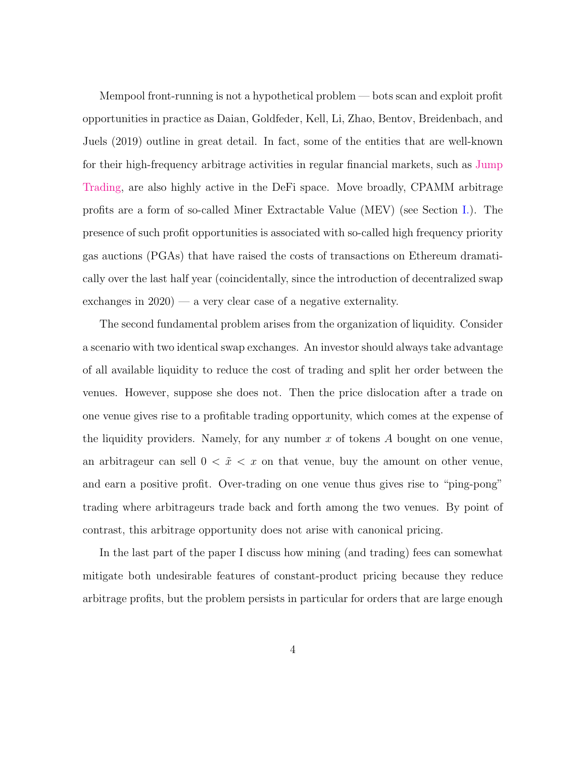Mempool front-running is not a hypothetical problem — bots scan and exploit profit opportunities in practice as Daian, Goldfeder, Kell, Li, Zhao, Bentov, Breidenbach, and Juels (2019) outline in great detail. In fact, some of the entities that are well-known for their high-frequency arbitrage activities in regular financial markets, such as Jump Trading, are also highly active in the DeFi space. Move broadly, CPAMM arbitrage profits are a form of so-called Miner Extractable Value (MEV) (see Section I.). The presence of such profit opportunities is associated with so-called high frequency priority gas auctions (PGAs) that have raised the costs of transactions on Ethereum dramatically over the last half year (coincidentally, since the introduction of decentralized swap exchanges in 2020) — a very clear case of a negative externality.

The second fundamental problem arises from the organization of liquidity. Consider a scenario with two identical swap exchanges. An investor should always take advantage of all available liquidity to reduce the cost of trading and split her order between the venues. However, suppose she does not. Then the price dislocation after a trade on one venue gives rise to a profitable trading opportunity, which comes at the expense of the liquidity providers. Namely, for any number $x$ of tokens $A$ bought on one venue, an arbitrageur can sell $0 < \tilde{x} < x$ on that venue, buy the amount on other venue, and earn a positive profit. Over-trading on one venue thus gives rise to "ping-pong" trading where arbitrageurs trade back and forth among the two venues. By point of contrast, this arbitrage opportunity does not arise with canonical pricing.

In the last part of the paper I discuss how mining (and trading) fees can somewhat mitigate both undesirable features of constant-product pricing because they reduce arbitrage profits, but the problem persists in particular for orders that are large enough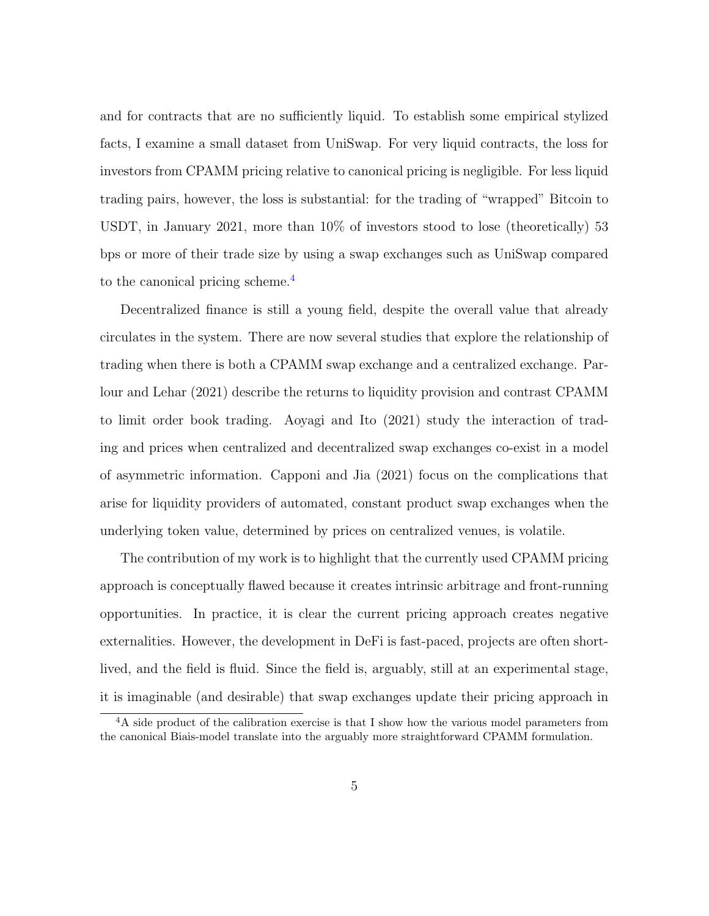and for contracts that are no sufficiently liquid. To establish some empirical stylized facts, I examine a small dataset from UniSwap. For very liquid contracts, the loss for investors from CPAMM pricing relative to canonical pricing is negligible. For less liquid trading pairs, however, the loss is substantial: for the trading of "wrapped" Bitcoin to USDT, in January 2021, more than 10% of investors stood to lose (theoretically) 53 bps or more of their trade size by using a swap exchanges such as UniSwap compared to the canonical pricing scheme.[4]

Decentralized finance is still a young field, despite the overall value that already circulates in the system. There are now several studies that explore the relationship of trading when there is both a CPAMM swap exchange and a centralized exchange. Parlour and Lehar (2021) describe the returns to liquidity provision and contrast CPAMM to limit order book trading. Aoyagi and Ito (2021) study the interaction of trading and prices when centralized and decentralized swap exchanges co-exist in a model of asymmetric information. Capponi and Jia (2021) focus on the complications that arise for liquidity providers of automated, constant product swap exchanges when the underlying token value, determined by prices on centralized venues, is volatile.

The contribution of my work is to highlight that the currently used CPAMM pricing approach is conceptually flawed because it creates intrinsic arbitrage and front-running opportunities. In practice, it is clear the current pricing approach creates negative externalities. However, the development in DeFi is fast-paced, projects are often short-lived, and the field is fluid. Since the field is, arguably, still at an experimental stage, it is imaginable (and desirable) that swap exchanges update their pricing approach in

[4] A side product of the calibration exercise is that I show how the various model parameters from the canonical Biais-model translate into the arguably more straightforward CPAMM formulation.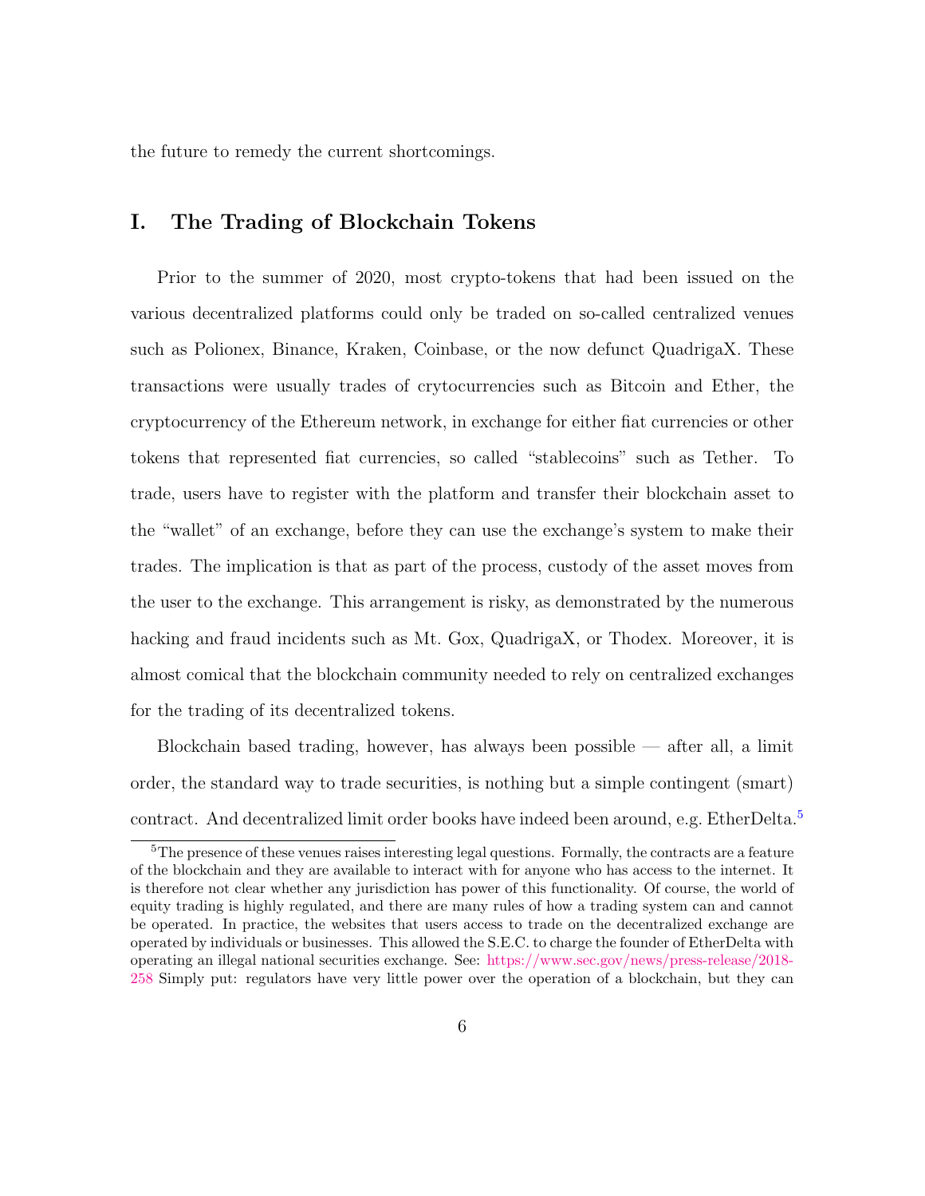the future to remedy the current shortcomings.

## I. The Trading of Blockchain Tokens

Prior to the summer of 2020, most crypto-tokens that had been issued on the various decentralized platforms could only be traded on so-called centralized venues such as Polionex, Binance, Kraken, Coinbase, or the now defunct QuadrigaX. These transactions were usually trades of crytocurrencies such as Bitcoin and Ether, the cryptocurrency of the Ethereum network, in exchange for either fiat currencies or other tokens that represented fiat currencies, so called "stablecoins" such as Tether. To trade, users have to register with the platform and transfer their blockchain asset to the "wallet" of an exchange, before they can use the exchange's system to make their trades. The implication is that as part of the process, custody of the asset moves from the user to the exchange. This arrangement is risky, as demonstrated by the numerous hacking and fraud incidents such as Mt. Gox, QuadrigaX, or Thodex. Moreover, it is almost comical that the blockchain community needed to rely on centralized exchanges for the trading of its decentralized tokens.

Blockchain based trading, however, has always been possible — after all, a limit order, the standard way to trade securities, is nothing but a simple contingent (smart) contract. And decentralized limit order books have indeed been around, e.g. EtherDelta.[5]

[5]The presence of these venues raises interesting legal questions. Formally, the contracts are a feature of the blockchain and they are available to interact with for anyone who has access to the internet. It is therefore not clear whether any jurisdiction has power of this functionality. Of course, the world of equity trading is highly regulated, and there are many rules of how a trading system can and cannot be operated. In practice, the websites that users access to trade on the decentralized exchange are operated by individuals or businesses. This allowed the S.E.C. to charge the founder of EtherDelta with operating an illegal national securities exchange. See: https://www.sec.gov/news/press-release/2018-258 Simply put: regulators have very little power over the operation of a blockchain, but they can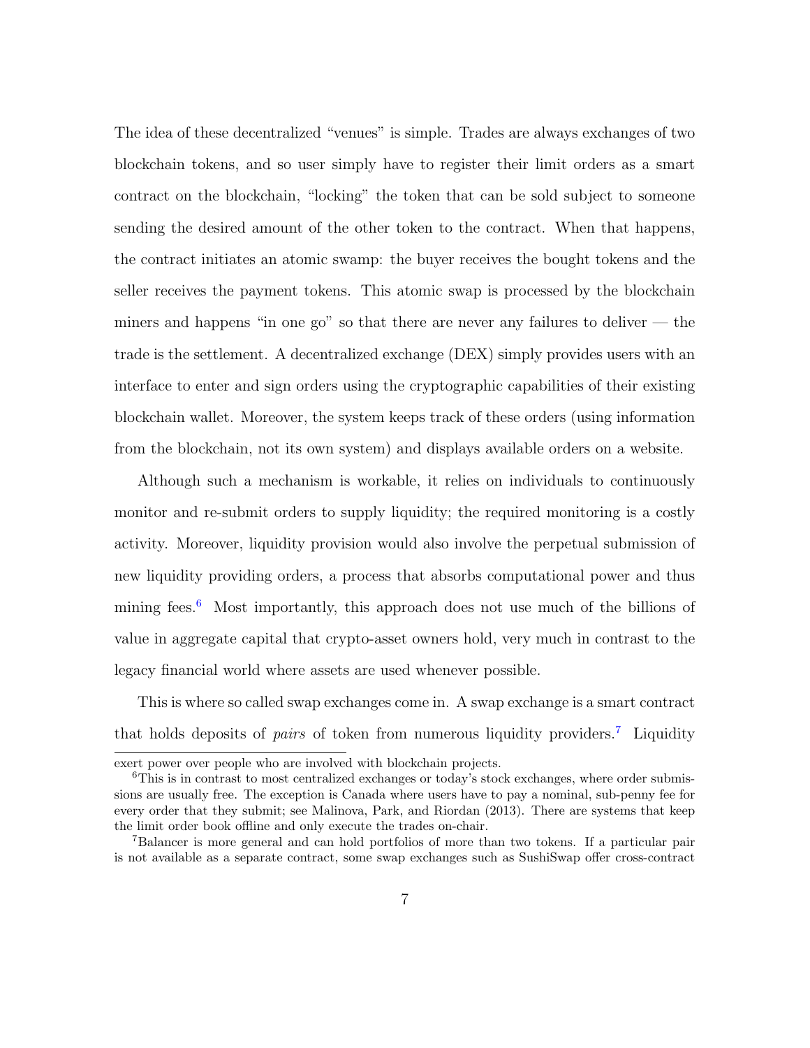The idea of these decentralized "venues" is simple. Trades are always exchanges of two blockchain tokens, and so user simply have to register their limit orders as a smart contract on the blockchain, "locking" the token that can be sold subject to someone sending the desired amount of the other token to the contract. When that happens, the contract initiates an atomic swamp: the buyer receives the bought tokens and the seller receives the payment tokens. This atomic swap is processed by the blockchain miners and happens "in one go" so that there are never any failures to deliver — the trade is the settlement. A decentralized exchange (DEX) simply provides users with an interface to enter and sign orders using the cryptographic capabilities of their existing blockchain wallet. Moreover, the system keeps track of these orders (using information from the blockchain, not its own system) and displays available orders on a website.

Although such a mechanism is workable, it relies on individuals to continuously monitor and re-submit orders to supply liquidity; the required monitoring is a costly activity. Moreover, liquidity provision would also involve the perpetual submission of new liquidity providing orders, a process that absorbs computational power and thus mining fees.[6] Most importantly, this approach does not use much of the billions of value in aggregate capital that crypto-asset owners hold, very much in contrast to the legacy financial world where assets are used whenever possible.

This is where so called swap exchanges come in. A swap exchange is a smart contract that holds deposits of *pairs* of token from numerous liquidity providers.[7] Liquidity

exert power over people who are involved with blockchain projects.

[6]This is in contrast to most centralized exchanges or today's stock exchanges, where order submissions are usually free. The exception is Canada where users have to pay a nominal, sub-penny fee for every order that they submit; see Malinova, Park, and Riordan (2013). There are systems that keep the limit order book offline and only execute the trades on-chair.

[7]Balancer is more general and can hold portfolios of more than two tokens. If a particular pair is not available as a separate contract, some swap exchanges such as SushiSwap offer cross-contract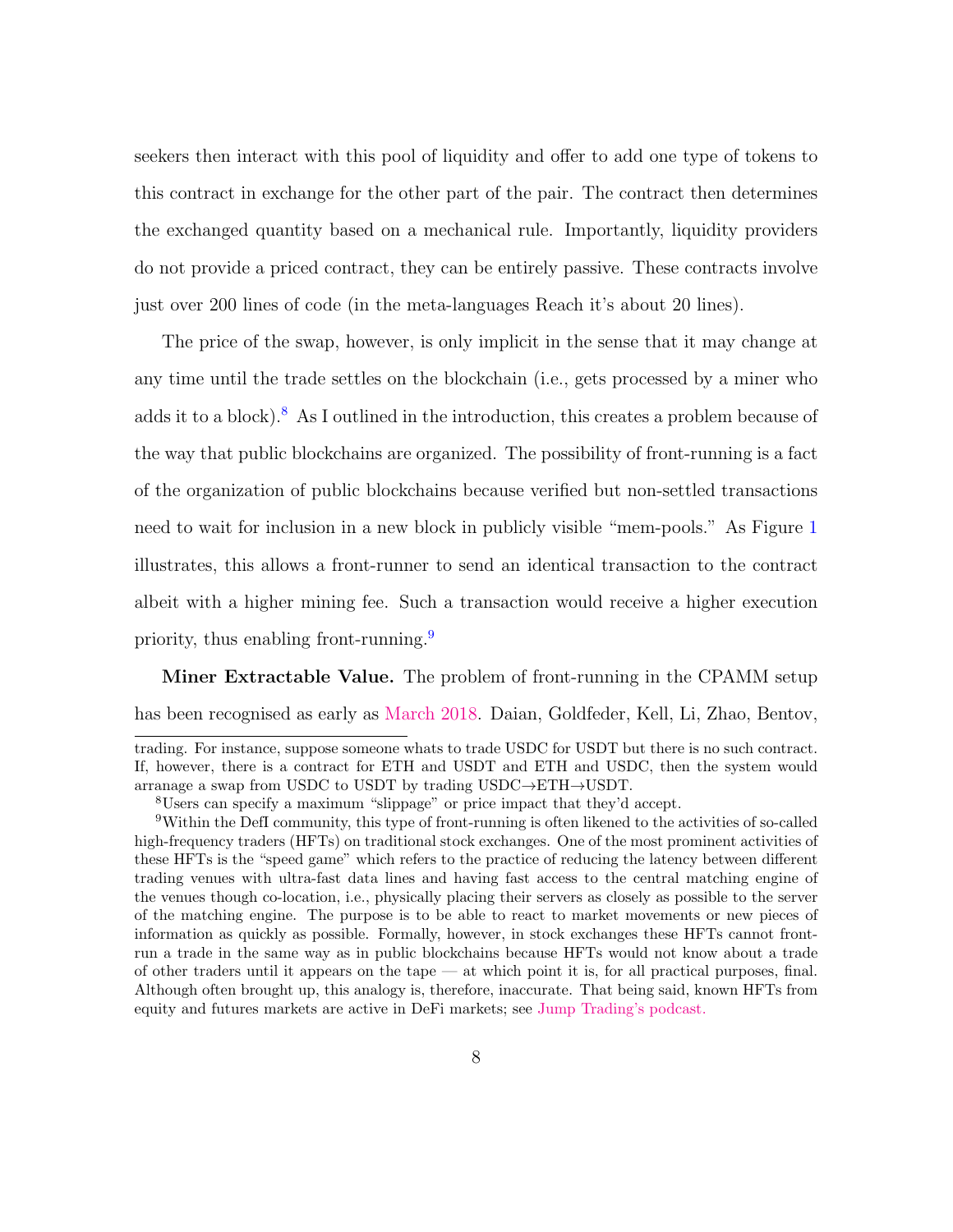seekers then interact with this pool of liquidity and offer to add one type of tokens to this contract in exchange for the other part of the pair. The contract then determines the exchanged quantity based on a mechanical rule. Importantly, liquidity providers do not provide a priced contract, they can be entirely passive. These contracts involve just over 200 lines of code (in the meta-languages Reach it's about 20 lines).

The price of the swap, however, is only implicit in the sense that it may change at any time until the trade settles on the blockchain (i.e., gets processed by a miner who adds it to a block).[8] As I outlined in the introduction, this creates a problem because of the way that public blockchains are organized. The possibility of front-running is a fact of the organization of public blockchains because verified but non-settled transactions need to wait for inclusion in a new block in publicly visible "mem-pools." As Figure 1 illustrates, this allows a front-runner to send an identical transaction to the contract albeit with a higher mining fee. Such a transaction would receive a higher execution priority, thus enabling front-running.[9]

**Miner Extractable Value.** The problem of front-running in the CPAMM setup has been recognised as early as March 2018. Daian, Goldfeder, Kell, Li, Zhao, Bentov,

---

trading. For instance, suppose someone whats to trade USDC for USDT but there is no such contract. If, however, there is a contract for ETH and USDT and ETH and USDC, then the system would arrange a swap from USDC to USDT by trading USDC→ETH→USDT.

[8] Users can specify a maximum "slippage" or price impact that they'd accept.

[9] Within the DefI community, this type of front-running is often likened to the activities of so-called high-frequency traders (HFTs) on traditional stock exchanges. One of the most prominent activities of these HFTs is the "speed game" which refers to the practice of reducing the latency between different trading venues with ultra-fast data lines and having fast access to the central matching engine of the venues though co-location, i.e., physically placing their servers as closely as possible to the server of the matching engine. The purpose is to be able to react to market movements or new pieces of information as quickly as possible. Formally, however, in stock exchanges these HFTs cannot front-run a trade in the same way as in public blockchains because HFTs would not know about a trade of other traders until it appears on the tape — at which point it is, for all practical purposes, final. Although often brought up, this analogy is, therefore, inaccurate. That being said, known HFTs from equity and futures markets are active in DeFi markets; see Jump Trading's podcast.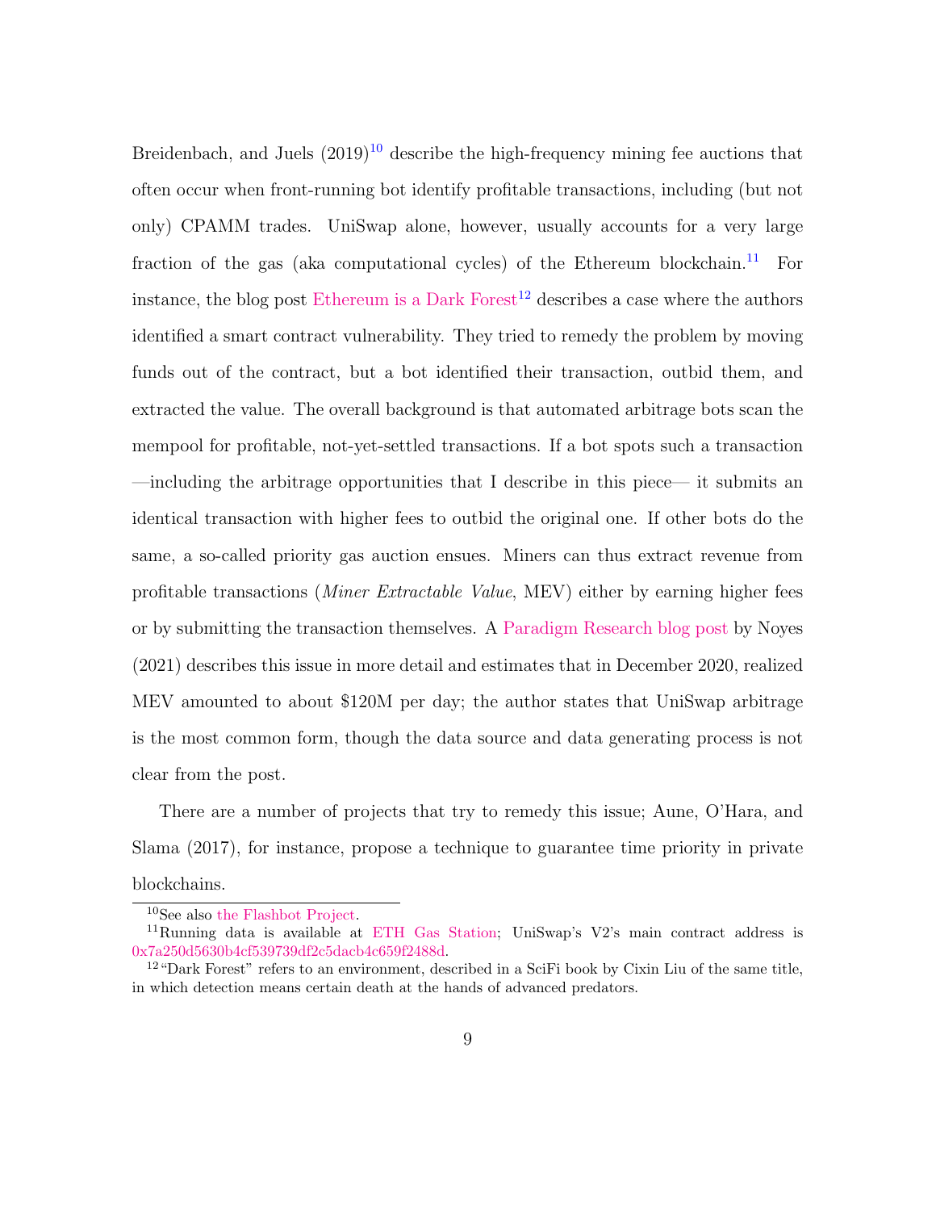Breidenbach, and Juels (2019)[10] describe the high-frequency mining fee auctions that often occur when front-running bot identify profitable transactions, including (but not only) CPAMM trades. UniSwap alone, however, usually accounts for a very large fraction of the gas (aka computational cycles) of the Ethereum blockchain.[11] For instance, the blog post Ethereum is a Dark Forest[12] describes a case where the authors identified a smart contract vulnerability. They tried to remedy the problem by moving funds out of the contract, but a bot identified their transaction, outbid them, and extracted the value. The overall background is that automated arbitrage bots scan the mempool for profitable, not-yet-settled transactions. If a bot spots such a transaction —including the arbitrage opportunities that I describe in this piece— it submits an identical transaction with higher fees to outbid the original one. If other bots do the same, a so-called priority gas auction ensues. Miners can thus extract revenue from profitable transactions (*Miner Extractable Value*, MEV) either by earning higher fees or by submitting the transaction themselves. A Paradigm Research blog post by Noyes (2021) describes this issue in more detail and estimates that in December 2020, realized MEV amounted to about $120M per day; the author states that UniSwap arbitrage is the most common form, though the data source and data generating process is not clear from the post.

There are a number of projects that try to remedy this issue; Aune, O'Hara, and Slama (2017), for instance, propose a technique to guarantee time priority in private blockchains.

[10] See also the Flashbot Project.

[11] Running data is available at ETH Gas Station; UniSwap's V2's main contract address is 0x7a250d5630b4cf539739df2c5dacb4c659f2488d.

[12] "Dark Forest" refers to an environment, described in a SciFi book by Cixin Liu of the same title, in which detection means certain death at the hands of advanced predators.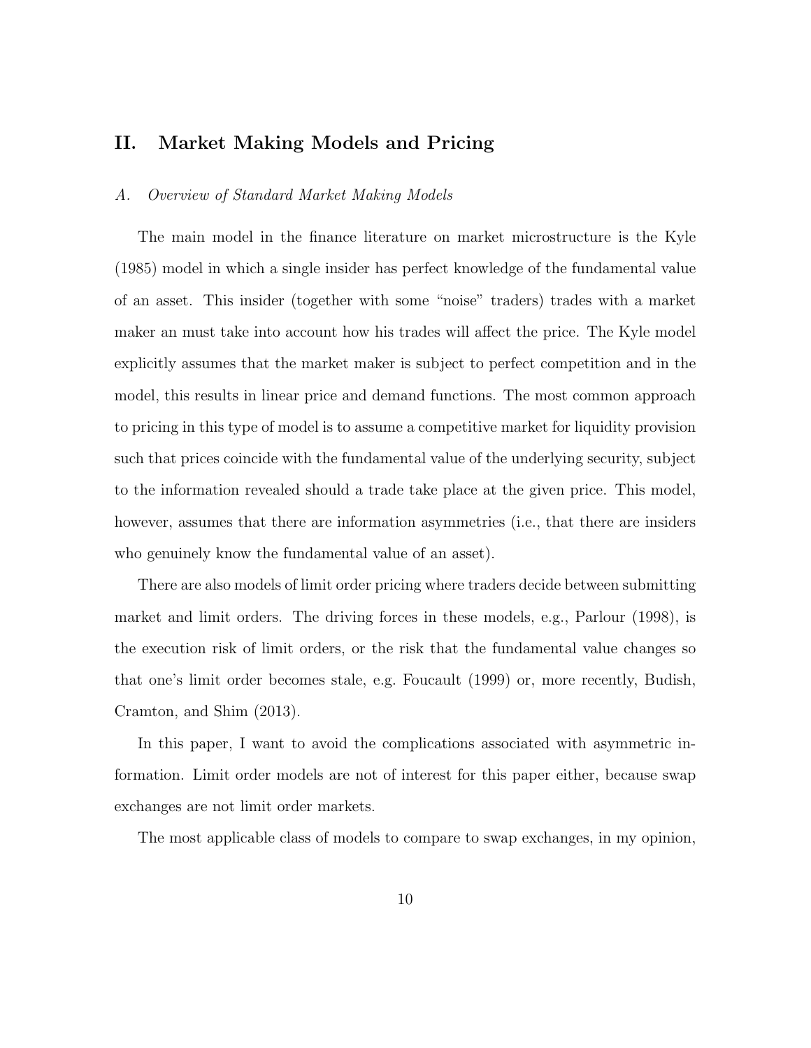## II. Market Making Models and Pricing

### A. *Overview of Standard Market Making Models*

The main model in the finance literature on market microstructure is the Kyle (1985) model in which a single insider has perfect knowledge of the fundamental value of an asset. This insider (together with some "noise" traders) trades with a market maker an must take into account how his trades will affect the price. The Kyle model explicitly assumes that the market maker is subject to perfect competition and in the model, this results in linear price and demand functions. The most common approach to pricing in this type of model is to assume a competitive market for liquidity provision such that prices coincide with the fundamental value of the underlying security, subject to the information revealed should a trade take place at the given price. This model, however, assumes that there are information asymmetries (i.e., that there are insiders who genuinely know the fundamental value of an asset).

There are also models of limit order pricing where traders decide between submitting market and limit orders. The driving forces in these models, e.g., Parlour (1998), is the execution risk of limit orders, or the risk that the fundamental value changes so that one's limit order becomes stale, e.g. Foucault (1999) or, more recently, Budish, Cramton, and Shim (2013).

In this paper, I want to avoid the complications associated with asymmetric information. Limit order models are not of interest for this paper either, because swap exchanges are not limit order markets.

The most applicable class of models to compare to swap exchanges, in my opinion,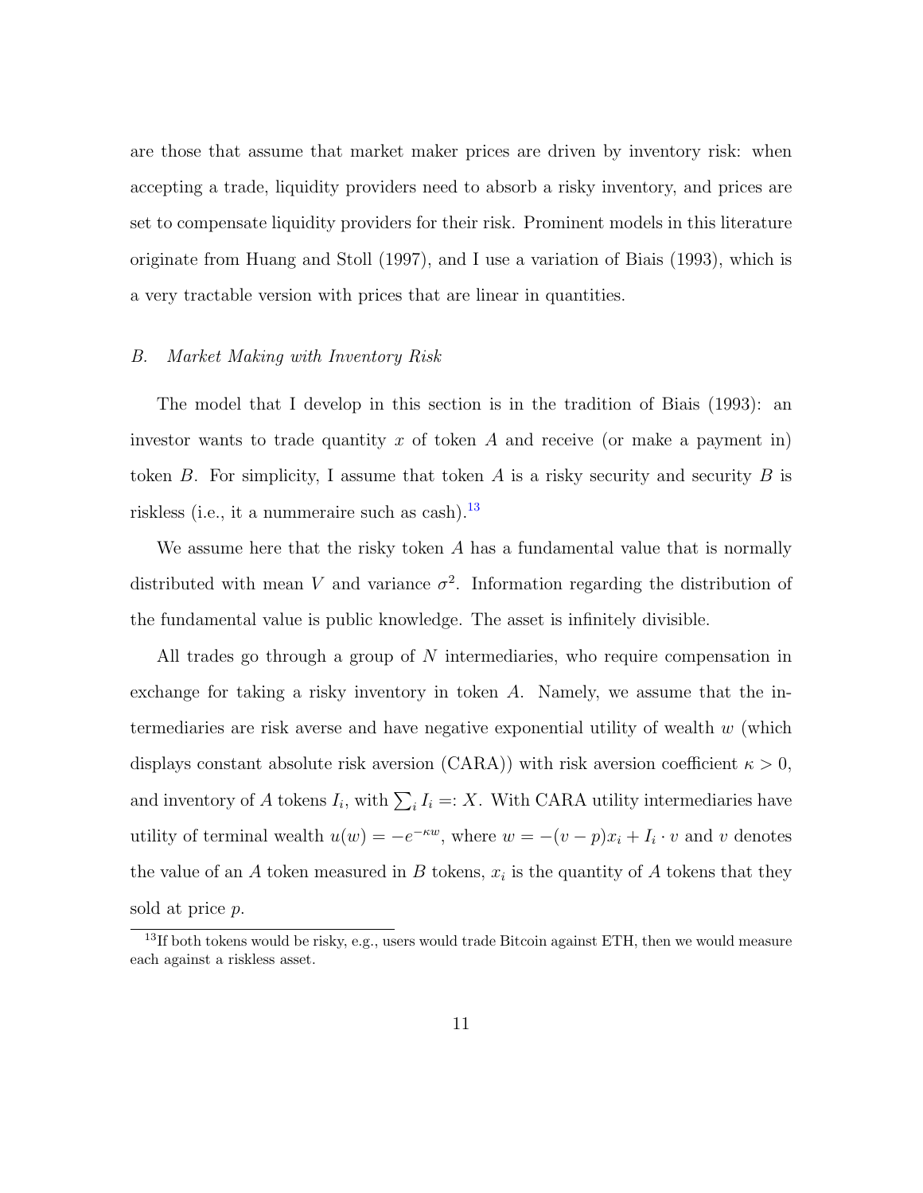are those that assume that market maker prices are driven by inventory risk: when accepting a trade, liquidity providers need to absorb a risky inventory, and prices are set to compensate liquidity providers for their risk. Prominent models in this literature originate from Huang and Stoll (1997), and I use a variation of Biais (1993), which is a very tractable version with prices that are linear in quantities.

### *B. Market Making with Inventory Risk*

The model that I develop in this section is in the tradition of Biais (1993): an investor wants to trade quantity $x$ of token $A$ and receive (or make a payment in) token $B$. For simplicity, I assume that token $A$ is a risky security and security $B$ is riskless (i.e., it a nummeraire such as cash).[13]

We assume here that the risky token $A$ has a fundamental value that is normally distributed with mean $V$ and variance $\sigma^2$. Information regarding the distribution of the fundamental value is public knowledge. The asset is infinitely divisible.

All trades go through a group of $N$ intermediaries, who require compensation in exchange for taking a risky inventory in token $A$. Namely, we assume that the intermediaries are risk averse and have negative exponential utility of wealth $w$ (which displays constant absolute risk aversion (CARA)) with risk aversion coefficient $\kappa > 0$, and inventory of $A$ tokens $I_i$, with $\sum_i I_i =: X$. With CARA utility intermediaries have utility of terminal wealth $u(w) = -e^{-\kappa w}$, where $w = -(v-p)x_i + I_i \cdot v$ and $v$ denotes the value of an $A$ token measured in $B$ tokens, $x_i$ is the quantity of $A$ tokens that they sold at price $p$.

[13] If both tokens would be risky, e.g., users would trade Bitcoin against ETH, then we would measure each against a riskless asset.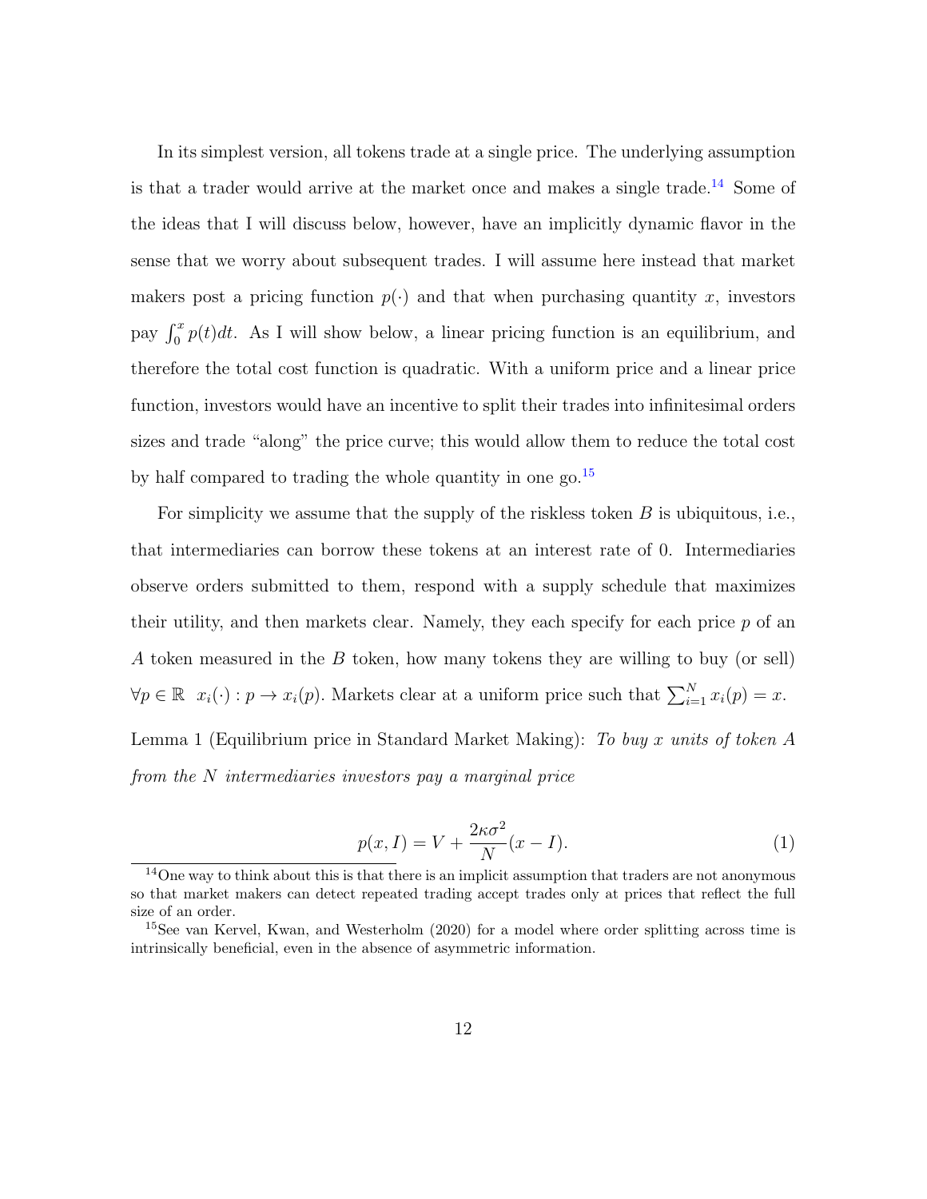In its simplest version, all tokens trade at a single price. The underlying assumption is that a trader would arrive at the market once and makes a single trade.[14] Some of the ideas that I will discuss below, however, have an implicitly dynamic flavor in the sense that we worry about subsequent trades. I will assume here instead that market makers post a pricing function $p(\cdot)$ and that when purchasing quantity $x$, investors pay $\int_0^x p(t)dt$. As I will show below, a linear pricing function is an equilibrium, and therefore the total cost function is quadratic. With a uniform price and a linear price function, investors would have an incentive to split their trades into infinitesimal orders sizes and trade "along" the price curve; this would allow them to reduce the total cost by half compared to trading the whole quantity in one go.[15]

For simplicity we assume that the supply of the riskless token $B$ is ubiquitous, i.e., that intermediaries can borrow these tokens at an interest rate of 0. Intermediaries observe orders submitted to them, respond with a supply schedule that maximizes their utility, and then markets clear. Namely, they each specify for each price $p$ of an $A$ token measured in the $B$ token, how many tokens they are willing to buy (or sell) $\forall p \in \mathbb{R} \;\; x_i(\cdot) : p \to x_i(p)$. Markets clear at a uniform price such that $\sum_{i=1}^{N} x_i(p) = x$.

Lemma 1 (Equilibrium price in Standard Market Making): *To buy $x$ units of token $A$ from the $N$ intermediaries investors pay a marginal price*

$$p(x, I) = V + \frac{2\kappa\sigma^2}{N}(x - I). \tag{1}$$

[14] One way to think about this is that there is an implicit assumption that traders are not anonymous so that market makers can detect repeated trading accept trades only at prices that reflect the full size of an order.

[15] See van Kervel, Kwan, and Westerholm (2020) for a model where order splitting across time is intrinsically beneficial, even in the absence of asymmetric information.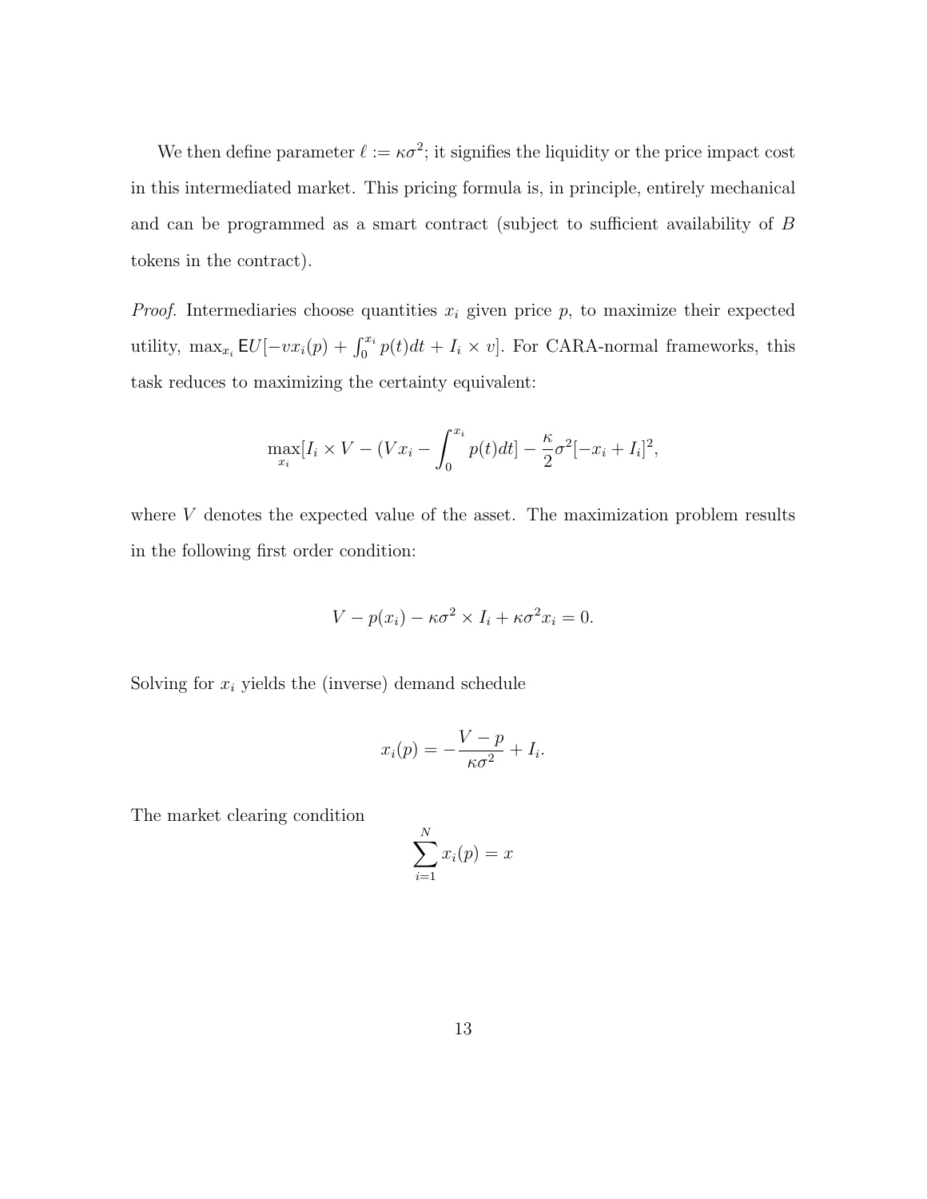We then define parameter $\ell := \kappa\sigma^2$; it signifies the liquidity or the price impact cost in this intermediated market. This pricing formula is, in principle, entirely mechanical and can be programmed as a smart contract (subject to sufficient availability of $B$ tokens in the contract).

*Proof.* Intermediaries choose quantities $x_i$ given price $p$, to maximize their expected utility, $\max_{x_i} \mathsf{E}U[-vx_i(p) + \int_0^{x_i} p(t)dt + I_i \times v]$. For CARA-normal frameworks, this task reduces to maximizing the certainty equivalent:

$$\max_{x_i}[I_i \times V - (Vx_i - \int_0^{x_i} p(t)dt] - \frac{\kappa}{2}\sigma^2[-x_i + I_i]^2,$$

where $V$ denotes the expected value of the asset. The maximization problem results in the following first order condition:

$$V - p(x_i) - \kappa\sigma^2 \times I_i + \kappa\sigma^2 x_i = 0.$$

Solving for $x_i$ yields the (inverse) demand schedule

$$x_i(p) = -\frac{V - p}{\kappa\sigma^2} + I_i.$$

The market clearing condition

$$\sum_{i=1}^{N} x_i(p) = x$$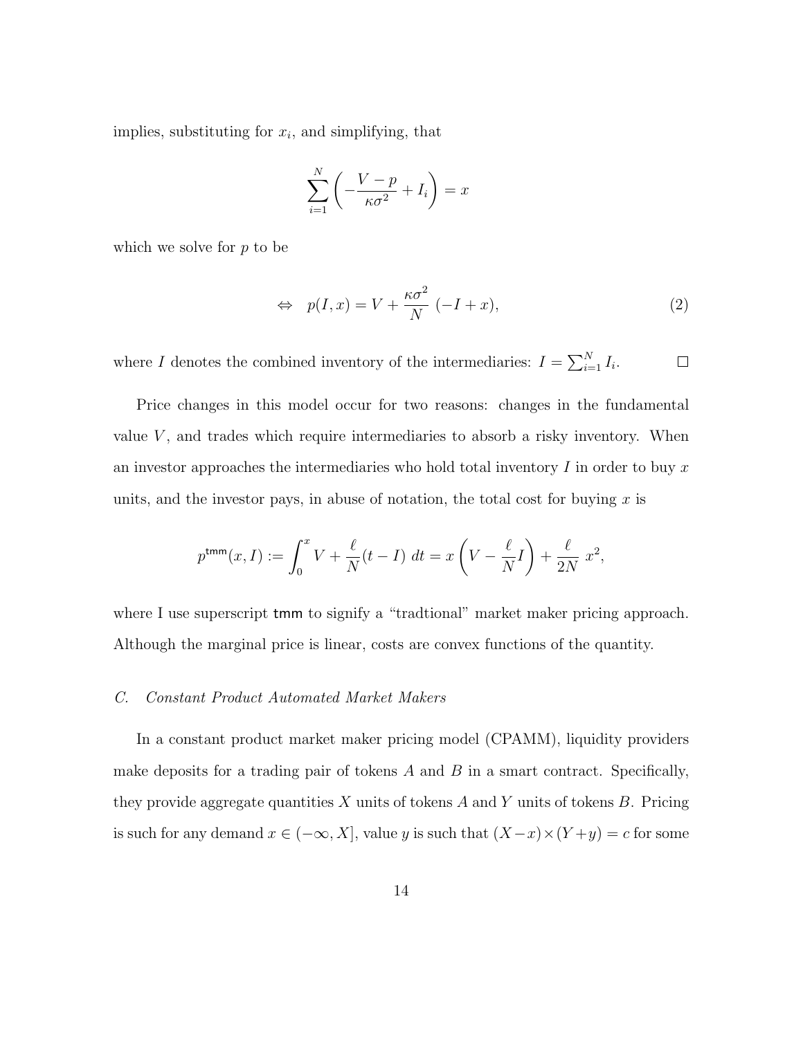implies, substituting for $x_i$, and simplifying, that

$$\sum_{i=1}^{N} \left( -\frac{V-p}{\kappa\sigma^2} + I_i \right) = x$$

which we solve for $p$ to be

$$\Leftrightarrow \quad p(I,x) = V + \frac{\kappa\sigma^2}{N}\ (-I + x), \tag{2}$$

where $I$ denotes the combined inventory of the intermediaries: $I = \sum_{i=1}^{N} I_i$. $\square$

Price changes in this model occur for two reasons: changes in the fundamental value $V$, and trades which require intermediaries to absorb a risky inventory. When an investor approaches the intermediaries who hold total inventory $I$ in order to buy $x$ units, and the investor pays, in abuse of notation, the total cost for buying $x$ is

$$p^{\mathsf{tmm}}(x,I) := \int_0^x V + \frac{\ell}{N}(t - I)\ dt = x\left(V - \frac{\ell}{N}I\right) + \frac{\ell}{2N}\ x^2,$$

where I use superscript $\mathsf{tmm}$ to signify a "tradtional" market maker pricing approach. Although the marginal price is linear, costs are convex functions of the quantity.

### *C. Constant Product Automated Market Makers*

In a constant product market maker pricing model (CPAMM), liquidity providers make deposits for a trading pair of tokens $A$ and $B$ in a smart contract. Specifically, they provide aggregate quantities $X$ units of tokens $A$ and $Y$ units of tokens $B$. Pricing is such for any demand $x \in (-\infty, X]$, value $y$ is such that $(X - x) \times (Y + y) = c$ for some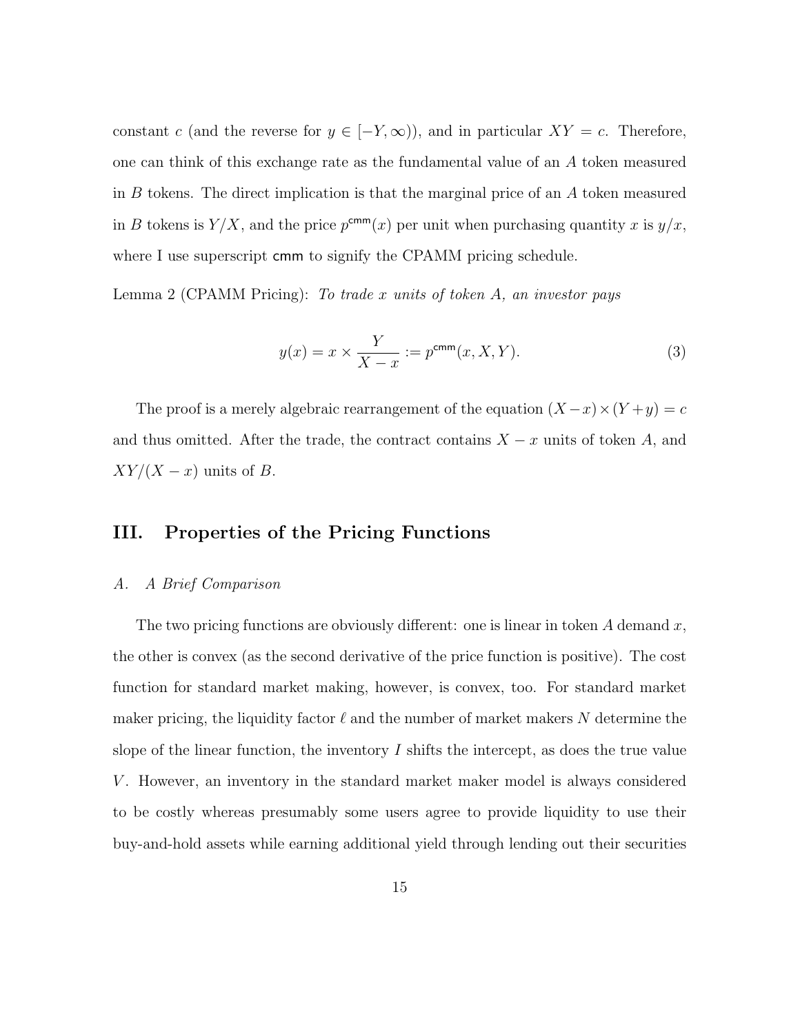constant $c$ (and the reverse for $y \in [-Y, \infty)$), and in particular $XY = c$. Therefore, one can think of this exchange rate as the fundamental value of an $A$ token measured in $B$ tokens. The direct implication is that the marginal price of an $A$ token measured in $B$ tokens is $Y/X$, and the price $p^{\mathsf{cmm}}(x)$ per unit when purchasing quantity $x$ is $y/x$, where I use superscript $\mathsf{cmm}$ to signify the CPAMM pricing schedule.

Lemma 2 (CPAMM Pricing): *To trade $x$ units of token $A$, an investor pays*

$$y(x) = x \times \frac{Y}{X - x} := p^{\mathsf{cmm}}(x, X, Y). \tag{3}$$

The proof is a merely algebraic rearrangement of the equation $(X - x) \times (Y + y) = c$ and thus omitted. After the trade, the contract contains $X - x$ units of token $A$, and $XY/(X - x)$ units of $B$.

## III. Properties of the Pricing Functions

### *A. A Brief Comparison*

The two pricing functions are obviously different: one is linear in token $A$ demand $x$, the other is convex (as the second derivative of the price function is positive). The cost function for standard market making, however, is convex, too. For standard market maker pricing, the liquidity factor $\ell$ and the number of market makers $N$ determine the slope of the linear function, the inventory $I$ shifts the intercept, as does the true value $V$. However, an inventory in the standard market maker model is always considered to be costly whereas presumably some users agree to provide liquidity to use their buy-and-hold assets while earning additional yield through lending out their securities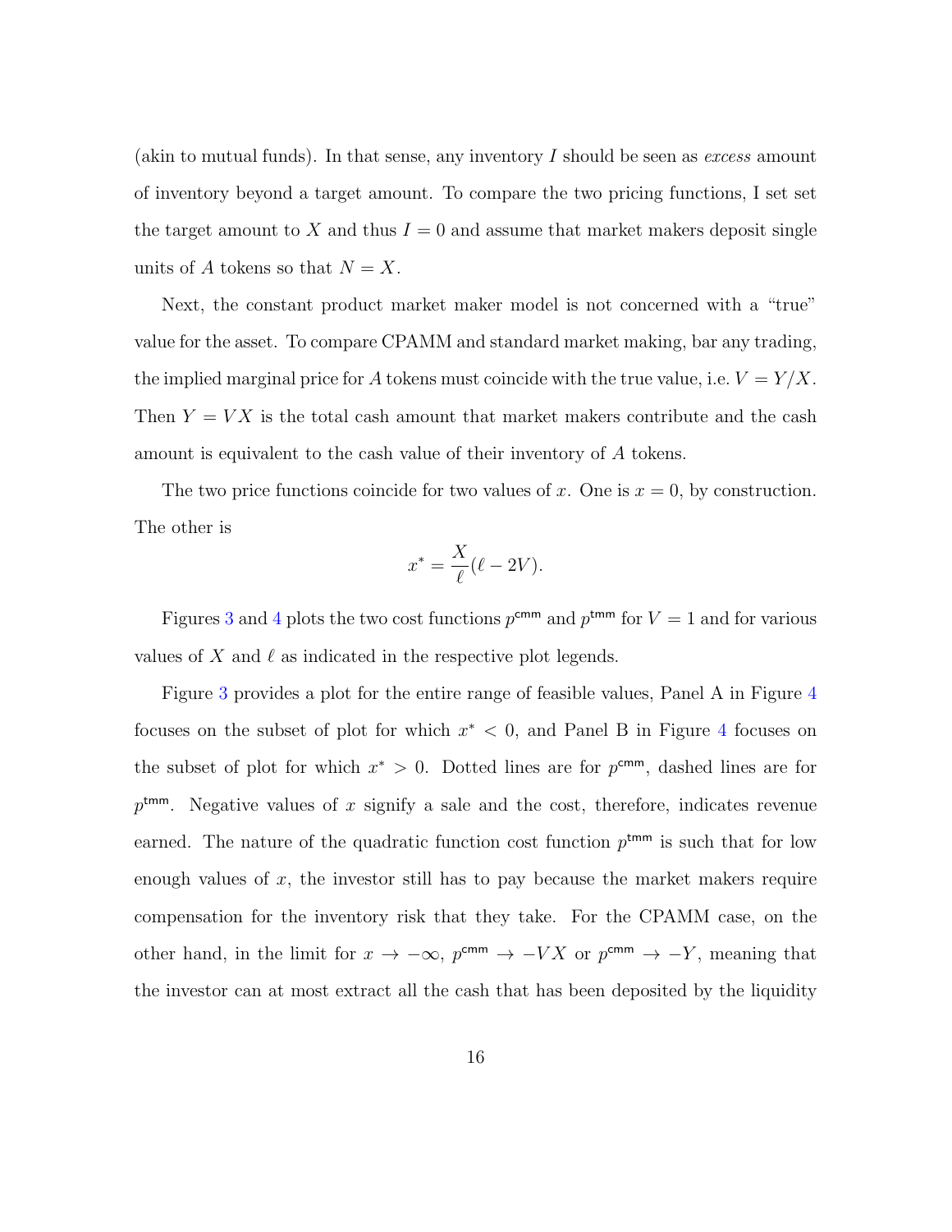(akin to mutual funds). In that sense, any inventory $I$ should be seen as *excess* amount of inventory beyond a target amount. To compare the two pricing functions, I set set the target amount to $X$ and thus $I = 0$ and assume that market makers deposit single units of $A$ tokens so that $N = X$.

Next, the constant product market maker model is not concerned with a "true" value for the asset. To compare CPAMM and standard market making, bar any trading, the implied marginal price for $A$ tokens must coincide with the true value, i.e. $V = Y/X$. Then $Y = VX$ is the total cash amount that market makers contribute and the cash amount is equivalent to the cash value of their inventory of $A$ tokens.

The two price functions coincide for two values of $x$. One is $x = 0$, by construction. The other is

$$x^* = \frac{X}{\ell}(\ell - 2V).$$

Figures 3 and 4 plots the two cost functions $p^{\mathsf{cmm}}$ and $p^{\mathsf{tmm}}$ for $V = 1$ and for various values of $X$ and $\ell$ as indicated in the respective plot legends.

Figure 3 provides a plot for the entire range of feasible values, Panel A in Figure 4 focuses on the subset of plot for which $x^* < 0$, and Panel B in Figure 4 focuses on the subset of plot for which $x^* > 0$. Dotted lines are for $p^{\mathsf{cmm}}$, dashed lines are for $p^{\mathsf{tmm}}$. Negative values of $x$ signify a sale and the cost, therefore, indicates revenue earned. The nature of the quadratic function cost function $p^{\mathsf{tmm}}$ is such that for low enough values of $x$, the investor still has to pay because the market makers require compensation for the inventory risk that they take. For the CPAMM case, on the other hand, in the limit for $x \to -\infty$, $p^{\mathsf{cmm}} \to -VX$ or $p^{\mathsf{cmm}} \to -Y$, meaning that the investor can at most extract all the cash that has been deposited by the liquidity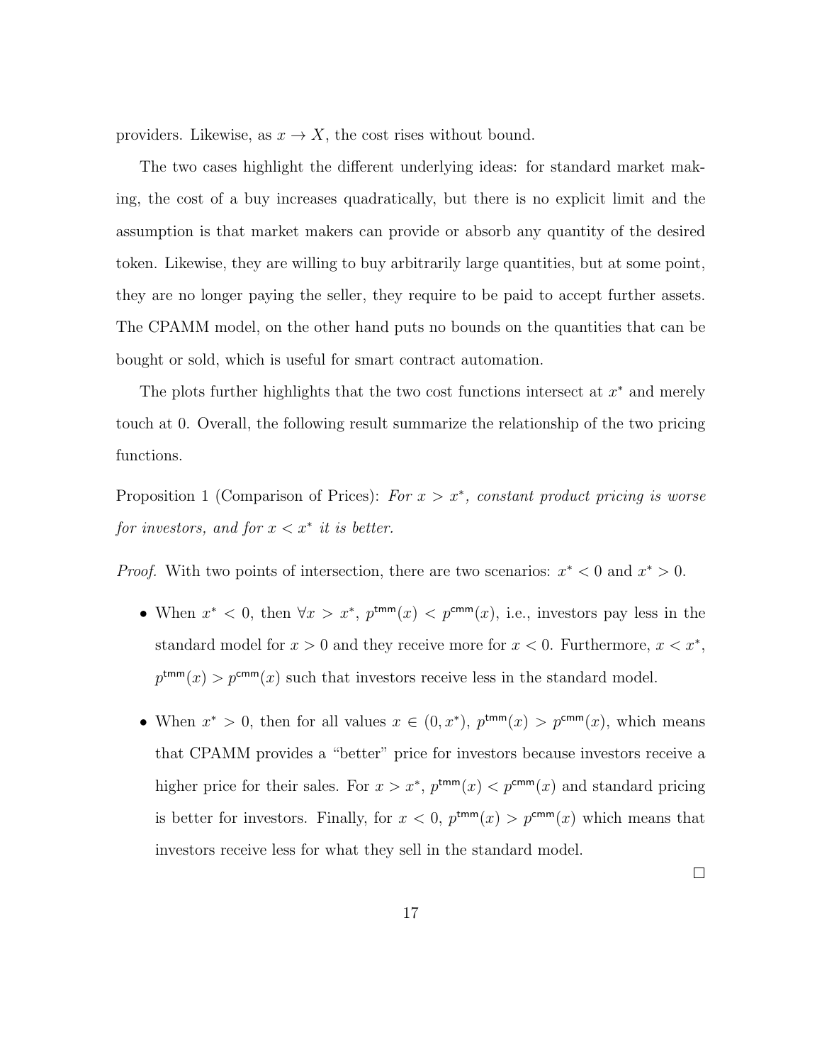providers. Likewise, as $x \to X$, the cost rises without bound.

The two cases highlight the different underlying ideas: for standard market making, the cost of a buy increases quadratically, but there is no explicit limit and the assumption is that market makers can provide or absorb any quantity of the desired token. Likewise, they are willing to buy arbitrarily large quantities, but at some point, they are no longer paying the seller, they require to be paid to accept further assets. The CPAMM model, on the other hand puts no bounds on the quantities that can be bought or sold, which is useful for smart contract automation.

The plots further highlights that the two cost functions intersect at $x^*$ and merely touch at 0. Overall, the following result summarize the relationship of the two pricing functions.

Proposition 1 (Comparison of Prices): *For $x > x^*$, constant product pricing is worse for investors, and for $x < x^*$ it is better.*

*Proof.* With two points of intersection, there are two scenarios: $x^* < 0$ and $x^* > 0$.

- When $x^* < 0$, then $\forall x > x^*$, $p^{\mathsf{tmm}}(x) < p^{\mathsf{cmm}}(x)$, i.e., investors pay less in the standard model for $x > 0$ and they receive more for $x < 0$. Furthermore, $x < x^*$, $p^{\mathsf{tmm}}(x) > p^{\mathsf{cmm}}(x)$ such that investors receive less in the standard model.

- When $x^* > 0$, then for all values $x \in (0, x^*)$, $p^{\mathsf{tmm}}(x) > p^{\mathsf{cmm}}(x)$, which means that CPAMM provides a "better" price for investors because investors receive a higher price for their sales. For $x > x^*$, $p^{\mathsf{tmm}}(x) < p^{\mathsf{cmm}}(x)$ and standard pricing is better for investors. Finally, for $x < 0$, $p^{\mathsf{tmm}}(x) > p^{\mathsf{cmm}}(x)$ which means that investors receive less for what they sell in the standard model.

□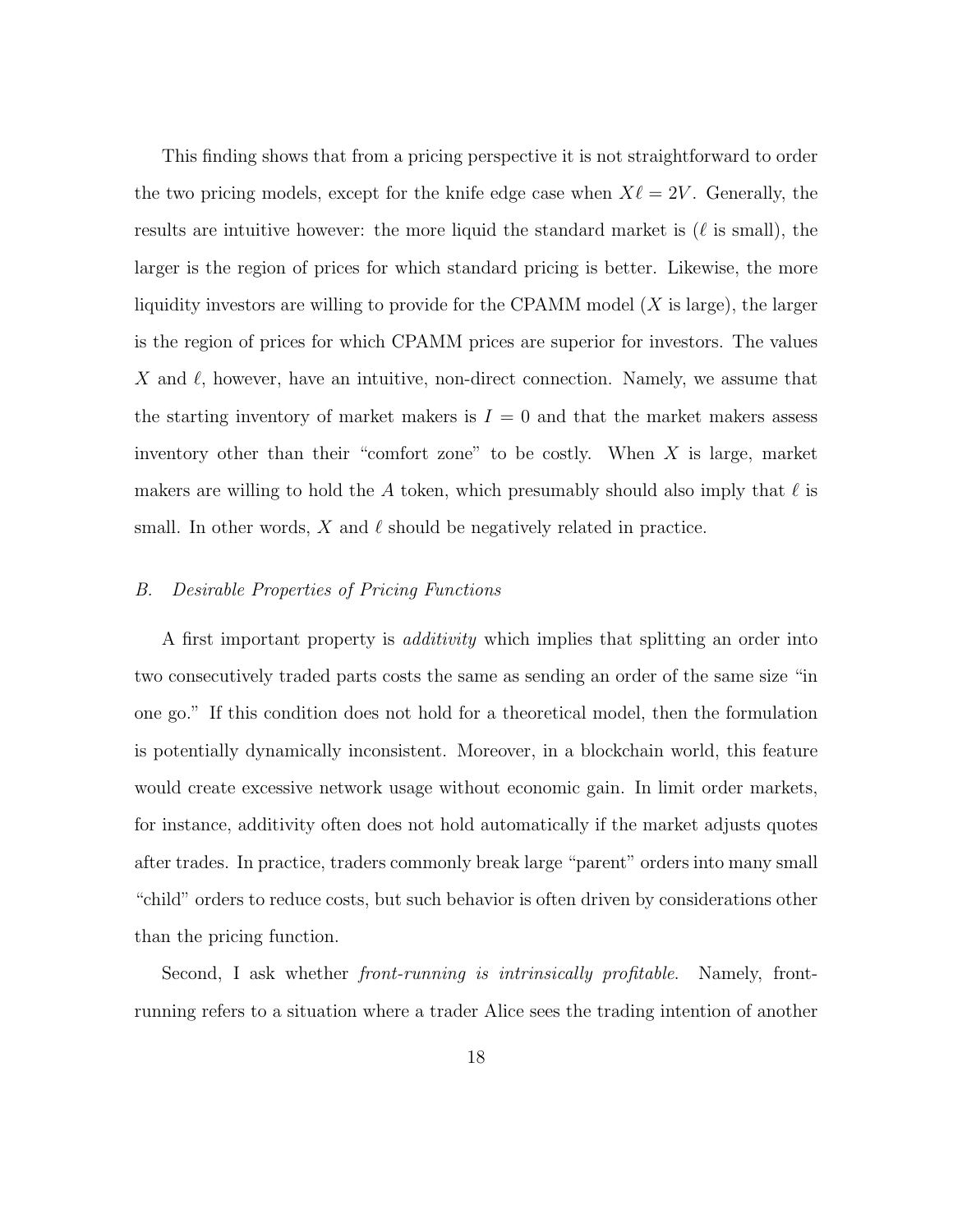This finding shows that from a pricing perspective it is not straightforward to order the two pricing models, except for the knife edge case when $X\ell = 2V$. Generally, the results are intuitive however: the more liquid the standard market is ($\ell$ is small), the larger is the region of prices for which standard pricing is better. Likewise, the more liquidity investors are willing to provide for the CPAMM model ($X$ is large), the larger is the region of prices for which CPAMM prices are superior for investors. The values $X$ and $\ell$, however, have an intuitive, non-direct connection. Namely, we assume that the starting inventory of market makers is $I = 0$ and that the market makers assess inventory other than their "comfort zone" to be costly. When $X$ is large, market makers are willing to hold the $A$ token, which presumably should also imply that $\ell$ is small. In other words, $X$ and $\ell$ should be negatively related in practice.

### *B. Desirable Properties of Pricing Functions*

A first important property is *additivity* which implies that splitting an order into two consecutively traded parts costs the same as sending an order of the same size "in one go." If this condition does not hold for a theoretical model, then the formulation is potentially dynamically inconsistent. Moreover, in a blockchain world, this feature would create excessive network usage without economic gain. In limit order markets, for instance, additivity often does not hold automatically if the market adjusts quotes after trades. In practice, traders commonly break large "parent" orders into many small "child" orders to reduce costs, but such behavior is often driven by considerations other than the pricing function.

Second, I ask whether *front-running is intrinsically profitable.* Namely, front-running refers to a situation where a trader Alice sees the trading intention of another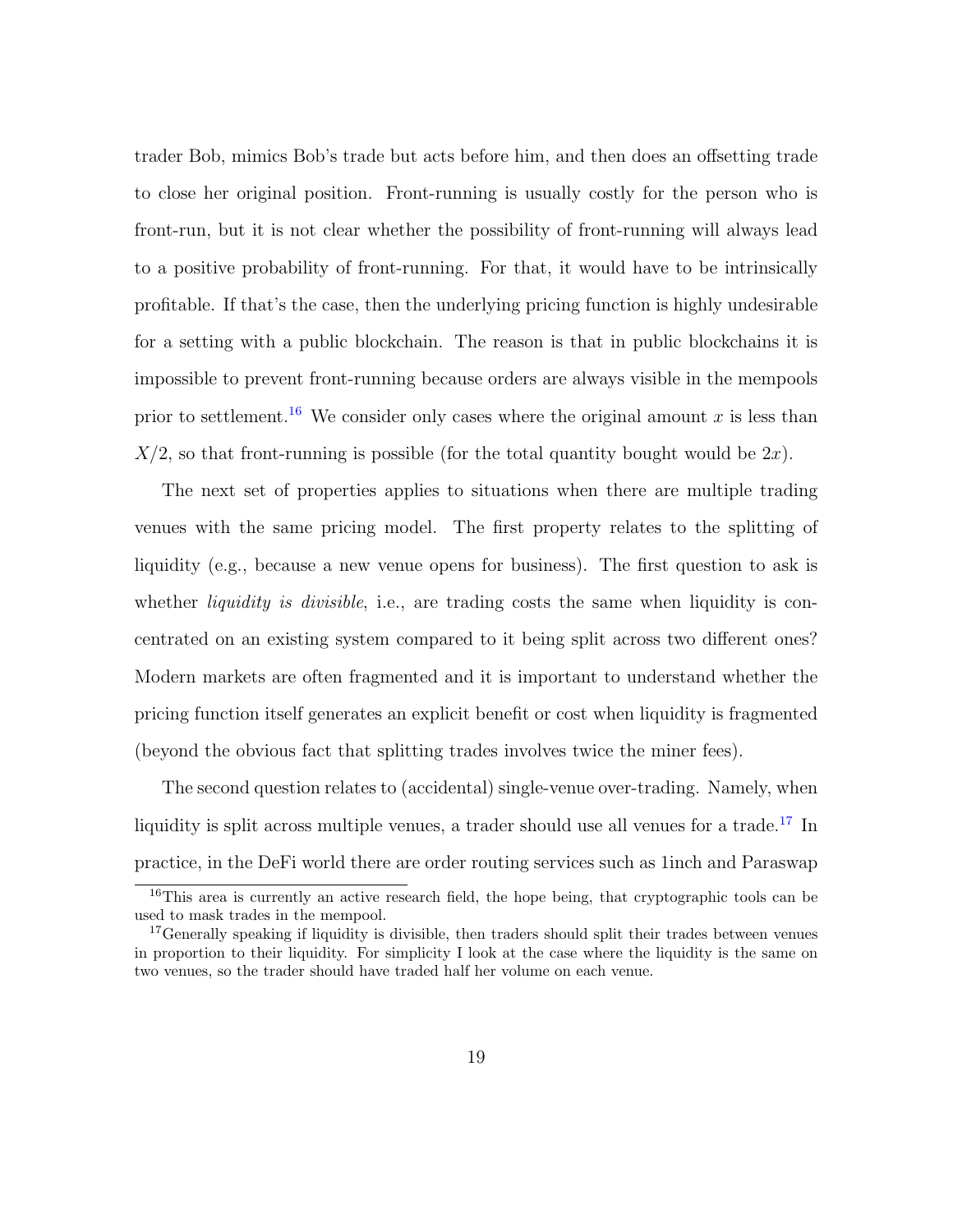trader Bob, mimics Bob's trade but acts before him, and then does an offsetting trade to close her original position. Front-running is usually costly for the person who is front-run, but it is not clear whether the possibility of front-running will always lead to a positive probability of front-running. For that, it would have to be intrinsically profitable. If that's the case, then the underlying pricing function is highly undesirable for a setting with a public blockchain. The reason is that in public blockchains it is impossible to prevent front-running because orders are always visible in the mempools prior to settlement.[16] We consider only cases where the original amount $x$ is less than $X/2$, so that front-running is possible (for the total quantity bought would be $2x$).

The next set of properties applies to situations when there are multiple trading venues with the same pricing model. The first property relates to the splitting of liquidity (e.g., because a new venue opens for business). The first question to ask is whether *liquidity is divisible*, i.e., are trading costs the same when liquidity is concentrated on an existing system compared to it being split across two different ones? Modern markets are often fragmented and it is important to understand whether the pricing function itself generates an explicit benefit or cost when liquidity is fragmented (beyond the obvious fact that splitting trades involves twice the miner fees).

The second question relates to (accidental) single-venue over-trading. Namely, when liquidity is split across multiple venues, a trader should use all venues for a trade.[17] In practice, in the DeFi world there are order routing services such as 1inch and Paraswap

[16] This area is currently an active research field, the hope being, that cryptographic tools can be used to mask trades in the mempool.

[17] Generally speaking if liquidity is divisible, then traders should split their trades between venues in proportion to their liquidity. For simplicity I look at the case where the liquidity is the same on two venues, so the trader should have traded half her volume on each venue.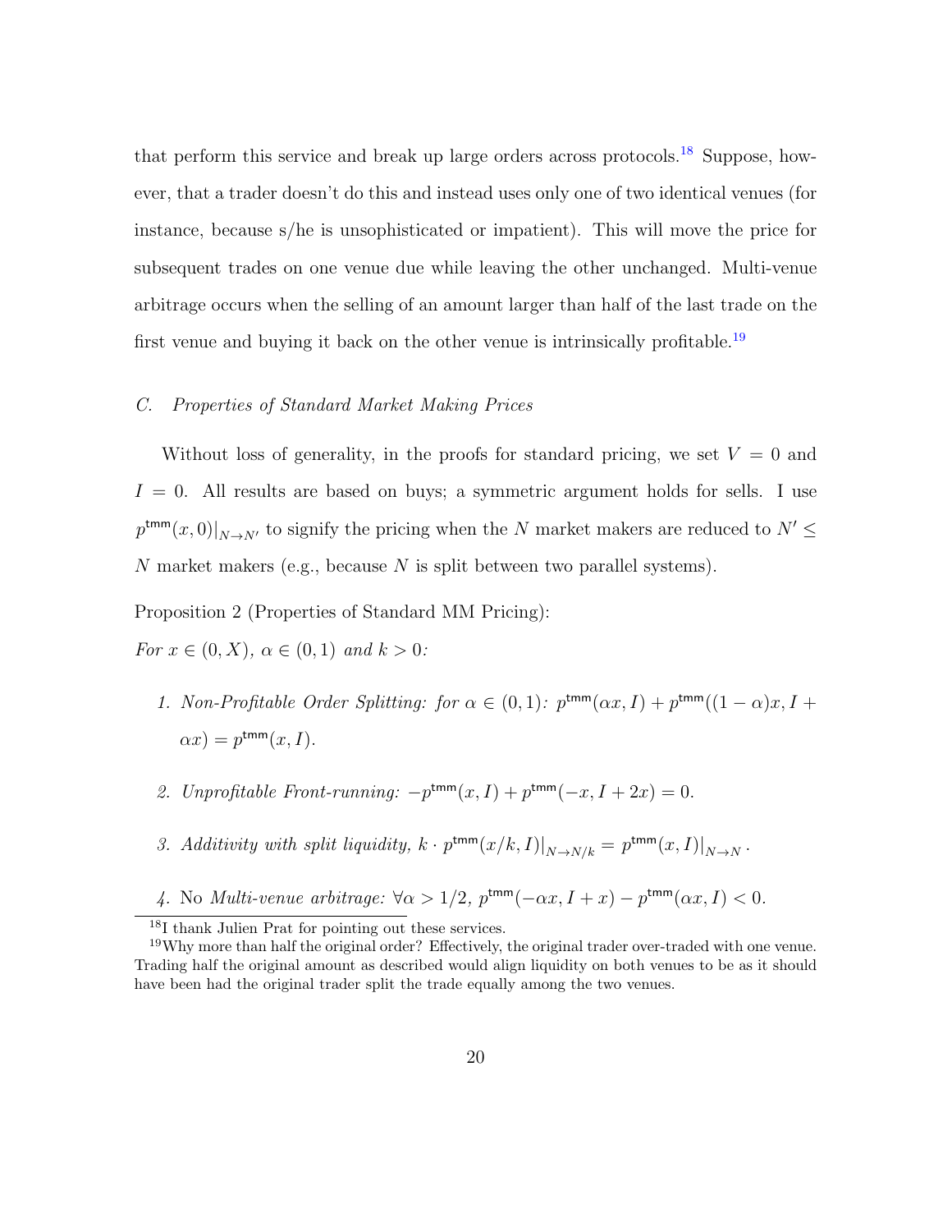that perform this service and break up large orders across protocols.[18] Suppose, however, that a trader doesn't do this and instead uses only one of two identical venues (for instance, because s/he is unsophisticated or impatient). This will move the price for subsequent trades on one venue due while leaving the other unchanged. Multi-venue arbitrage occurs when the selling of an amount larger than half of the last trade on the first venue and buying it back on the other venue is intrinsically profitable.[19]

### *C. Properties of Standard Market Making Prices*

Without loss of generality, in the proofs for standard pricing, we set $V = 0$ and $I = 0$. All results are based on buys; a symmetric argument holds for sells. I use $p^{\mathsf{tmm}}(x, 0)|_{N \to N'}$ to signify the pricing when the $N$ market makers are reduced to $N' \leq N$ market makers (e.g., because $N$ is split between two parallel systems).

Proposition 2 (Properties of Standard MM Pricing):

*For $x \in (0, X)$, $\alpha \in (0, 1)$ and $k > 0$:*

1. *Non-Profitable Order Splitting: for $\alpha \in (0, 1)$: $p^{\mathsf{tmm}}(\alpha x, I) + p^{\mathsf{tmm}}((1 - \alpha)x, I + \alpha x) = p^{\mathsf{tmm}}(x, I)$.*
2. *Unprofitable Front-running: $-p^{\mathsf{tmm}}(x, I) + p^{\mathsf{tmm}}(-x, I + 2x) = 0$.*
3. *Additivity with split liquidity, $k \cdot p^{\mathsf{tmm}}(x/k, I)|_{N \to N/k} = p^{\mathsf{tmm}}(x, I)|_{N \to N}$.*
4. No *Multi-venue arbitrage: $\forall \alpha > 1/2$, $p^{\mathsf{tmm}}(-\alpha x, I + x) - p^{\mathsf{tmm}}(\alpha x, I) < 0$.*

[18] I thank Julien Prat for pointing out these services.

[19] Why more than half the original order? Effectively, the original trader over-traded with one venue. Trading half the original amount as described would align liquidity on both venues to be as it should have been had the original trader split the trade equally among the two venues.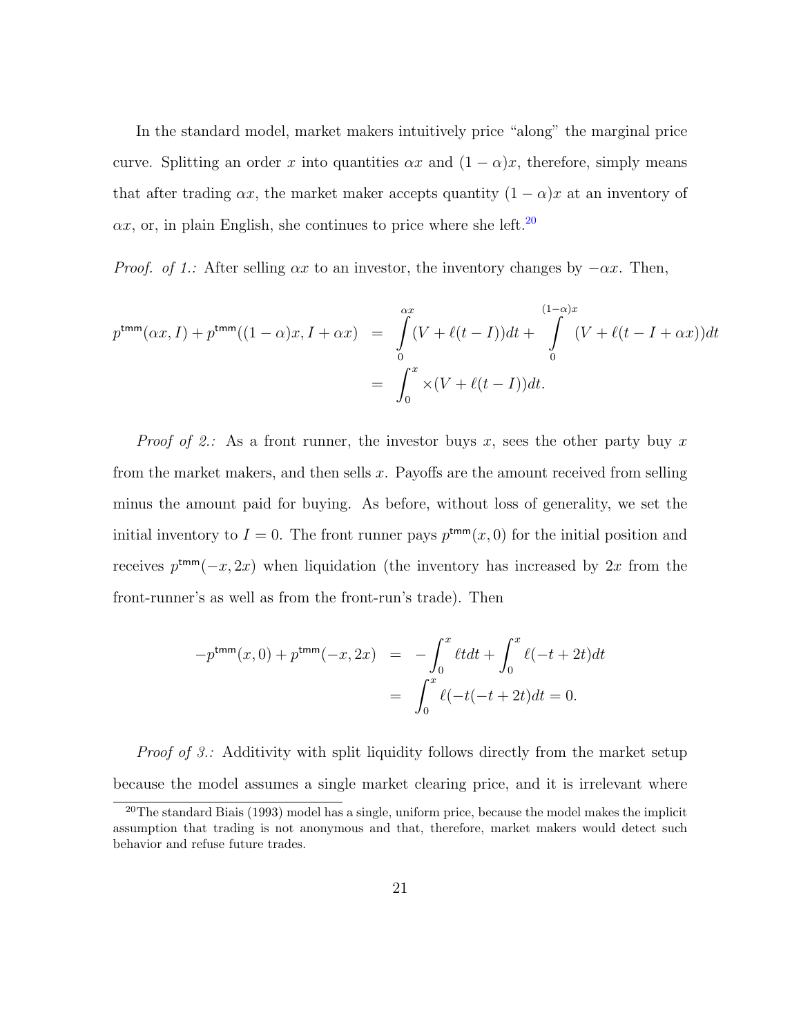In the standard model, market makers intuitively price "along" the marginal price curve. Splitting an order $x$ into quantities $\alpha x$ and $(1-\alpha)x$, therefore, simply means that after trading $\alpha x$, the market maker accepts quantity $(1-\alpha)x$ at an inventory of $\alpha x$, or, in plain English, she continues to price where she left.[20]

*Proof. of 1.:* After selling $\alpha x$ to an investor, the inventory changes by $-\alpha x$. Then,

$$
\begin{aligned}
p^{\mathsf{tmm}}(\alpha x, I) + p^{\mathsf{tmm}}((1-\alpha)x, I+\alpha x) &= \int_{0}^{\alpha x} (V + \ell(t - I))dt + \int_{0}^{(1-\alpha)x} (V + \ell(t - I + \alpha x))dt \\
&= \int_0^x \times (V + \ell(t - I))dt.
\end{aligned}
$$

*Proof of 2.:* As a front runner, the investor buys $x$, sees the other party buy $x$ from the market makers, and then sells $x$. Payoffs are the amount received from selling minus the amount paid for buying. As before, without loss of generality, we set the initial inventory to $I = 0$. The front runner pays $p^{\mathsf{tmm}}(x, 0)$ for the initial position and receives $p^{\mathsf{tmm}}(-x, 2x)$ when liquidation (the inventory has increased by $2x$ from the front-runner's as well as from the front-run's trade). Then

$$
\begin{aligned}
-p^{\mathsf{tmm}}(x, 0) + p^{\mathsf{tmm}}(-x, 2x) &= -\int_0^x \ell t dt + \int_0^x \ell(-t + 2t)dt \\
&= \int_0^x \ell(-t(-t + 2t)dt = 0.
\end{aligned}
$$

*Proof of 3.:* Additivity with split liquidity follows directly from the market setup because the model assumes a single market clearing price, and it is irrelevant where

[20] The standard Biais (1993) model has a single, uniform price, because the model makes the implicit assumption that trading is not anonymous and that, therefore, market makers would detect such behavior and refuse future trades.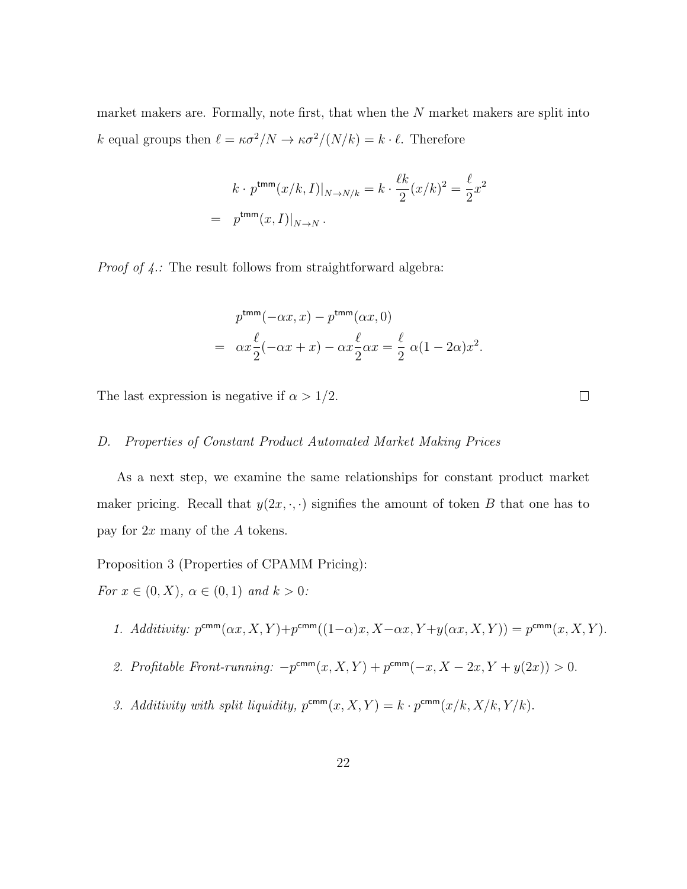market makers are. Formally, note first, that when the $N$ market makers are split into $k$ equal groups then $\ell = \kappa\sigma^2/N \to \kappa\sigma^2/(N/k) = k \cdot \ell$. Therefore

$$
\begin{aligned}
& k \cdot p^{\mathsf{tmm}}(x/k, I)|_{N \to N/k} = k \cdot \frac{\ell k}{2}(x/k)^2 = \frac{\ell}{2}x^2 \\
= \;\; & p^{\mathsf{tmm}}(x, I)|_{N \to N}.
\end{aligned}
$$

*Proof of 4.:* The result follows from straightforward algebra:

$$
\begin{aligned}
& p^{\mathsf{tmm}}(-\alpha x, x) - p^{\mathsf{tmm}}(\alpha x, 0) \\
= \;\; & \alpha x \frac{\ell}{2}(-\alpha x + x) - \alpha x \frac{\ell}{2} \alpha x = \frac{\ell}{2} \; \alpha(1 - 2\alpha)x^2.
\end{aligned}
$$

The last expression is negative if $\alpha > 1/2$. □

## D. Properties of Constant Product Automated Market Making Prices

As a next step, we examine the same relationships for constant product market maker pricing. Recall that $y(2x, \cdot, \cdot)$ signifies the amount of token $B$ that one has to pay for $2x$ many of the $A$ tokens.

Proposition 3 (Properties of CPAMM Pricing):
*For $x \in (0, X)$, $\alpha \in (0, 1)$ and $k > 0$:*

1. *Additivity:* $p^{\mathsf{cmm}}(\alpha x, X, Y) + p^{\mathsf{cmm}}((1-\alpha)x, X - \alpha x, Y + y(\alpha x, X, Y)) = p^{\mathsf{cmm}}(x, X, Y)$.
2. *Profitable Front-running:* $-p^{\mathsf{cmm}}(x, X, Y) + p^{\mathsf{cmm}}(-x, X - 2x, Y + y(2x)) > 0$.
3. *Additivity with split liquidity,* $p^{\mathsf{cmm}}(x, X, Y) = k \cdot p^{\mathsf{cmm}}(x/k, X/k, Y/k)$.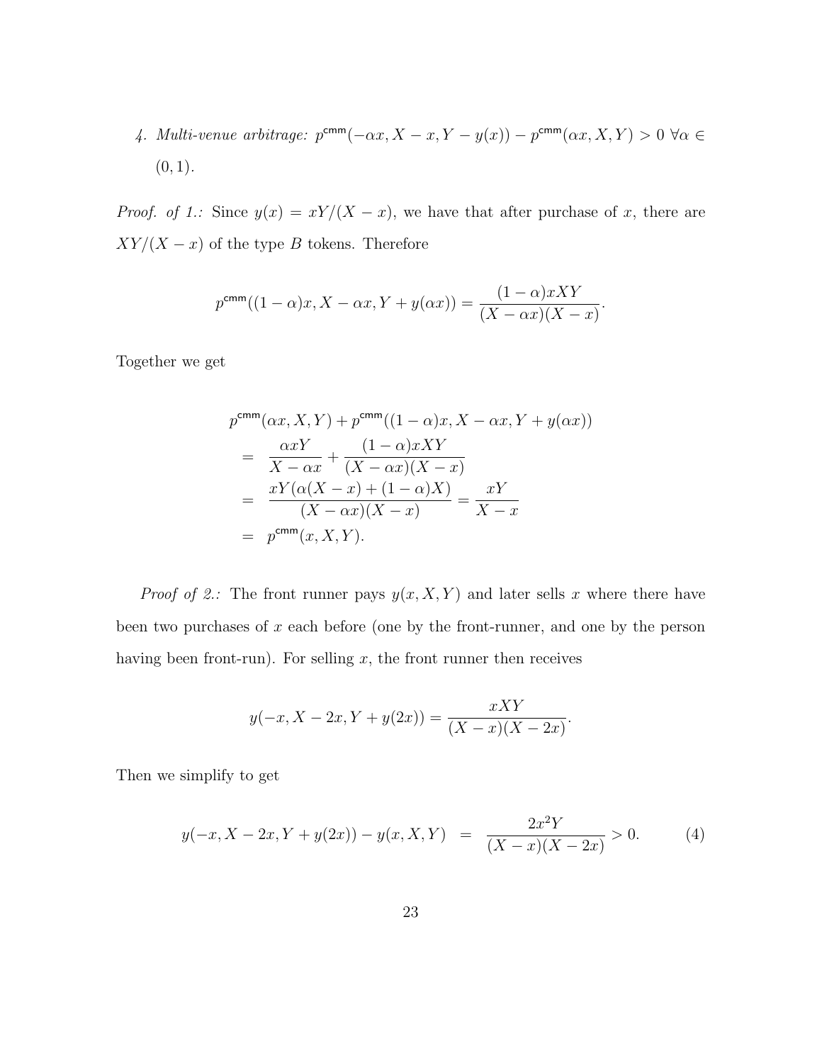4. *Multi-venue arbitrage:* $p^{\mathsf{cmm}}(-\alpha x, X-x, Y-y(x)) - p^{\mathsf{cmm}}(\alpha x, X, Y) > 0 \; \forall \alpha \in (0,1)$.

*Proof. of 1.:* Since $y(x) = xY/(X-x)$, we have that after purchase of $x$, there are $XY/(X-x)$ of the type $B$ tokens. Therefore

$$p^{\mathsf{cmm}}((1-\alpha)x, X-\alpha x, Y+y(\alpha x)) = \frac{(1-\alpha)xXY}{(X-\alpha x)(X-x)}.$$

Together we get

$$\begin{aligned}
& p^{\mathsf{cmm}}(\alpha x, X, Y) + p^{\mathsf{cmm}}((1-\alpha)x, X-\alpha x, Y+y(\alpha x)) \\
&= \frac{\alpha x Y}{X-\alpha x} + \frac{(1-\alpha)xXY}{(X-\alpha x)(X-x)} \\
&= \frac{xY(\alpha(X-x)+(1-\alpha)X)}{(X-\alpha x)(X-x)} = \frac{xY}{X-x} \\
&= p^{\mathsf{cmm}}(x, X, Y).
\end{aligned}$$

*Proof of 2.:* The front runner pays $y(x,X,Y)$ and later sells $x$ where there have been two purchases of $x$ each before (one by the front-runner, and one by the person having been front-run). For selling $x$, the front runner then receives

$$y(-x, X-2x, Y+y(2x)) = \frac{xXY}{(X-x)(X-2x)}.$$

Then we simplify to get

$$y(-x, X-2x, Y+y(2x)) - y(x, X, Y) = \frac{2x^2 Y}{(X-x)(X-2x)} > 0. \tag{4}$$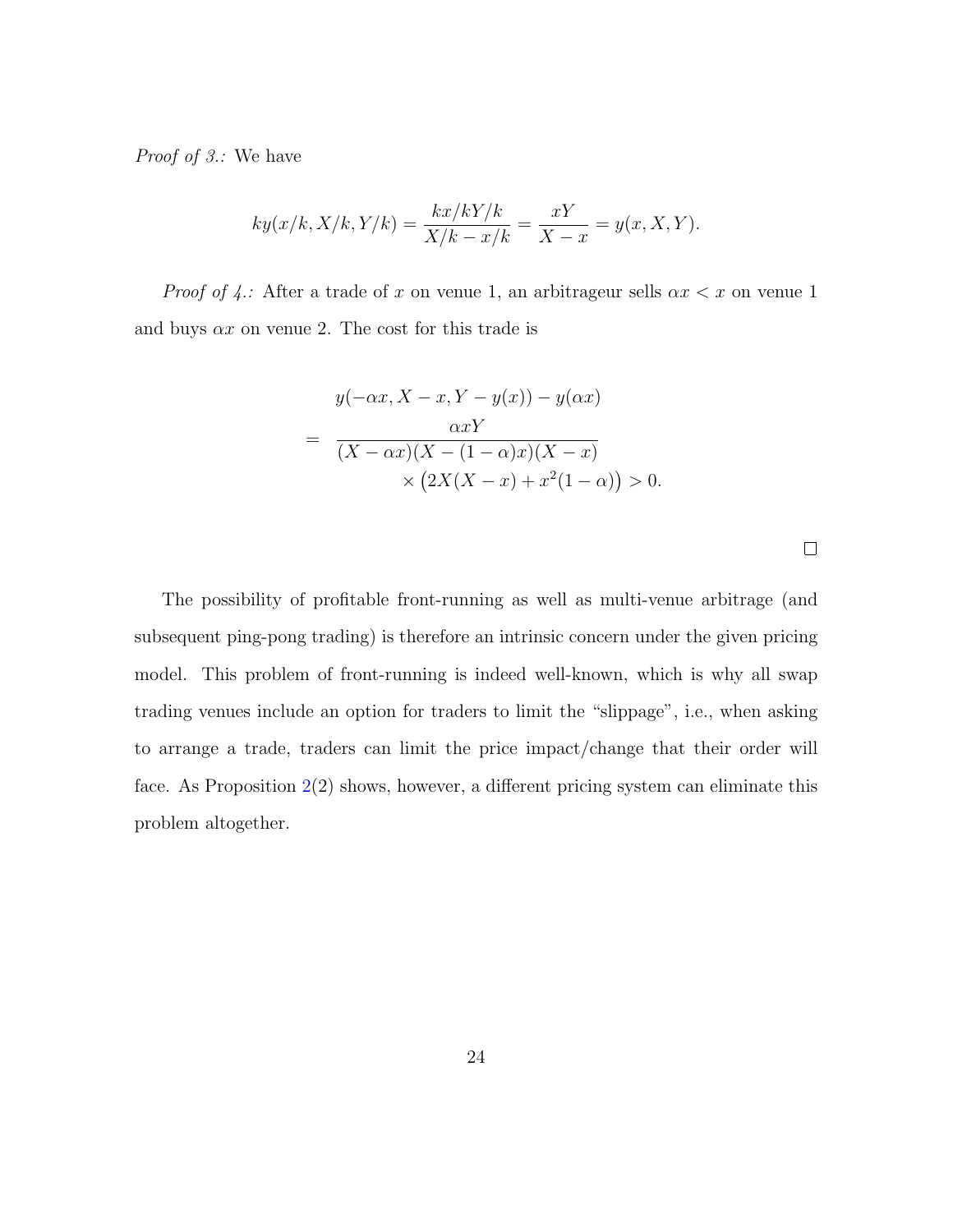*Proof of 3.:* We have

$$ky(x/k, X/k, Y/k) = \frac{kx/kY/k}{X/k - x/k} = \frac{xY}{X - x} = y(x, X, Y).$$

*Proof of 4.:* After a trade of $x$ on venue 1, an arbitrageur sells $\alpha x < x$ on venue 1 and buys $\alpha x$ on venue 2. The cost for this trade is

$$\begin{aligned}
& y(-\alpha x, X - x, Y - y(x)) - y(\alpha x) \\
= \; & \frac{\alpha x Y}{(X - \alpha x)(X - (1 - \alpha)x)(X - x)} \\
& \qquad \times \left(2X(X - x) + x^2(1 - \alpha)\right) > 0.
\end{aligned}$$

□

The possibility of profitable front-running as well as multi-venue arbitrage (and subsequent ping-pong trading) is therefore an intrinsic concern under the given pricing model. This problem of front-running is indeed well-known, which is why all swap trading venues include an option for traders to limit the "slippage", i.e., when asking to arrange a trade, traders can limit the price impact/change that their order will face. As Proposition 2(2) shows, however, a different pricing system can eliminate this problem altogether.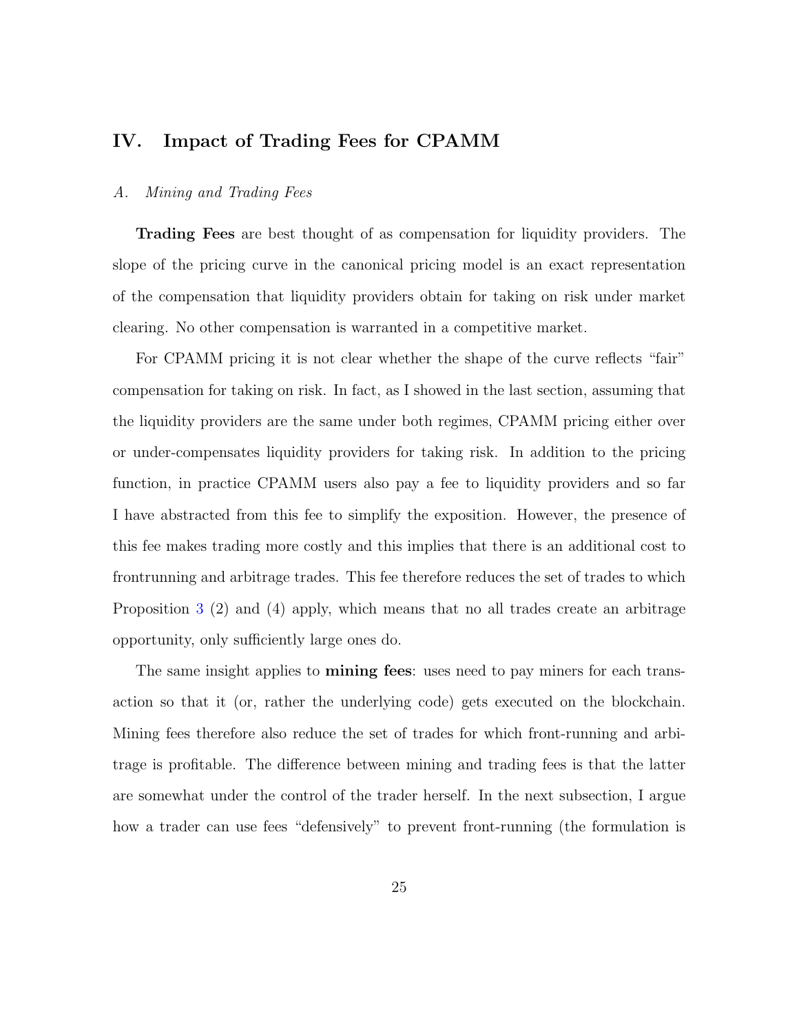## IV. Impact of Trading Fees for CPAMM

### *A. Mining and Trading Fees*

**Trading Fees** are best thought of as compensation for liquidity providers. The slope of the pricing curve in the canonical pricing model is an exact representation of the compensation that liquidity providers obtain for taking on risk under market clearing. No other compensation is warranted in a competitive market.

For CPAMM pricing it is not clear whether the shape of the curve reflects "fair" compensation for taking on risk. In fact, as I showed in the last section, assuming that the liquidity providers are the same under both regimes, CPAMM pricing either over or under-compensates liquidity providers for taking risk. In addition to the pricing function, in practice CPAMM users also pay a fee to liquidity providers and so far I have abstracted from this fee to simplify the exposition. However, the presence of this fee makes trading more costly and this implies that there is an additional cost to frontrunning and arbitrage trades. This fee therefore reduces the set of trades to which Proposition 3 (2) and (4) apply, which means that no all trades create an arbitrage opportunity, only sufficiently large ones do.

The same insight applies to **mining fees**: uses need to pay miners for each transaction so that it (or, rather the underlying code) gets executed on the blockchain. Mining fees therefore also reduce the set of trades for which front-running and arbitrage is profitable. The difference between mining and trading fees is that the latter are somewhat under the control of the trader herself. In the next subsection, I argue how a trader can use fees "defensively" to prevent front-running (the formulation is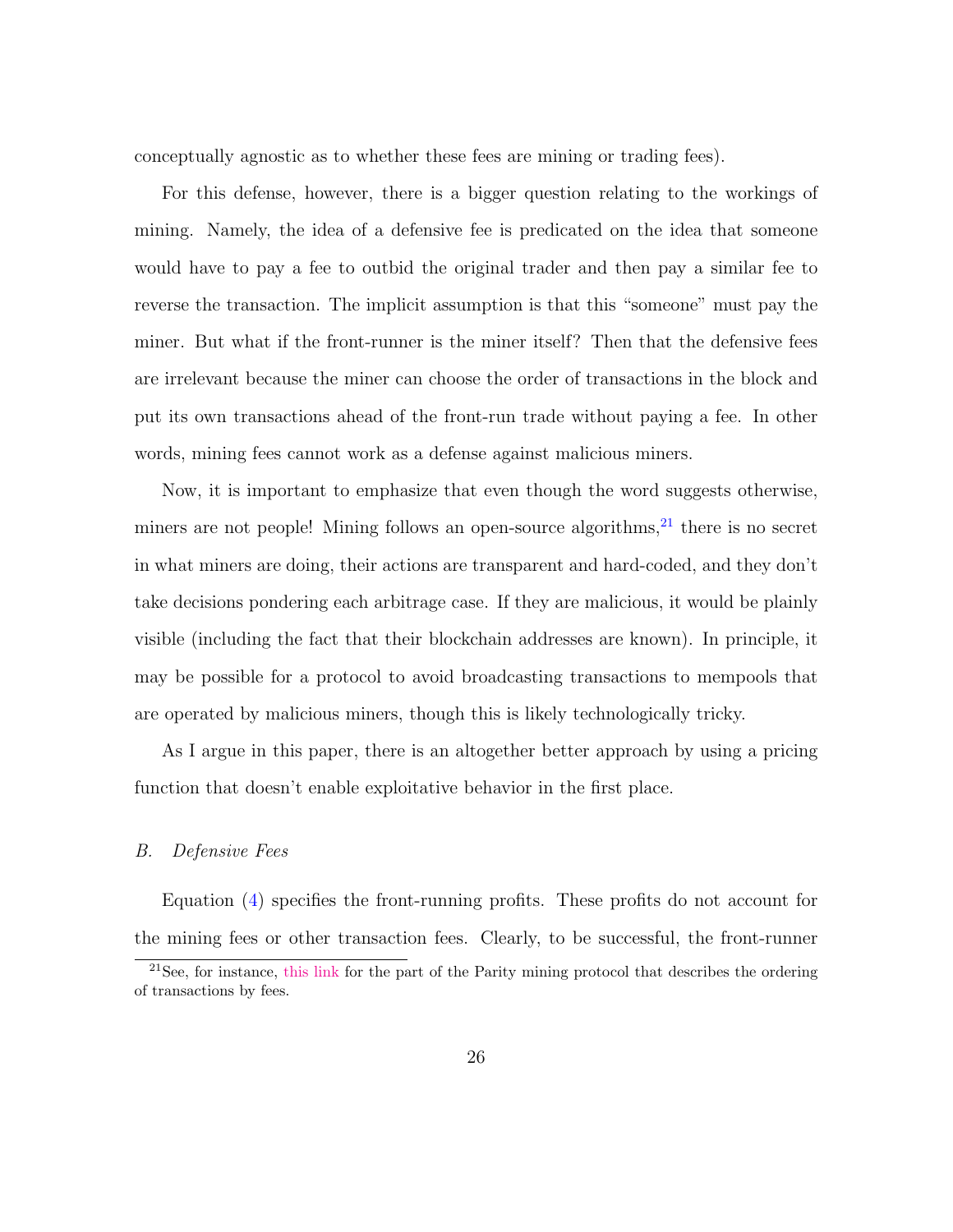conceptually agnostic as to whether these fees are mining or trading fees).

For this defense, however, there is a bigger question relating to the workings of mining. Namely, the idea of a defensive fee is predicated on the idea that someone would have to pay a fee to outbid the original trader and then pay a similar fee to reverse the transaction. The implicit assumption is that this "someone" must pay the miner. But what if the front-runner is the miner itself? Then that the defensive fees are irrelevant because the miner can choose the order of transactions in the block and put its own transactions ahead of the front-run trade without paying a fee. In other words, mining fees cannot work as a defense against malicious miners.

Now, it is important to emphasize that even though the word suggests otherwise, miners are not people! Mining follows an open-source algorithms,[21] there is no secret in what miners are doing, their actions are transparent and hard-coded, and they don't take decisions pondering each arbitrage case. If they are malicious, it would be plainly visible (including the fact that their blockchain addresses are known). In principle, it may be possible for a protocol to avoid broadcasting transactions to mempools that are operated by malicious miners, though this is likely technologically tricky.

As I argue in this paper, there is an altogether better approach by using a pricing function that doesn't enable exploitative behavior in the first place.

### *B. Defensive Fees*

Equation (4) specifies the front-running profits. These profits do not account for the mining fees or other transaction fees. Clearly, to be successful, the front-runner

[21] See, for instance, this link for the part of the Parity mining protocol that describes the ordering of transactions by fees.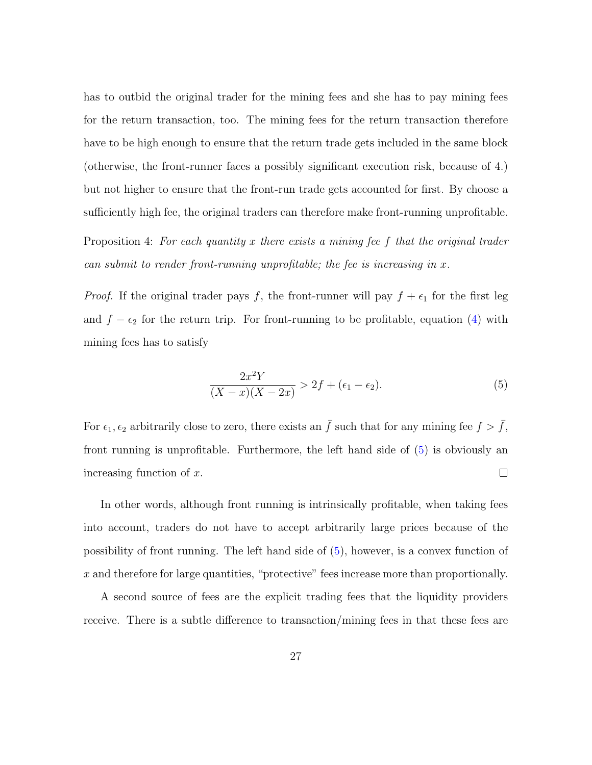has to outbid the original trader for the mining fees and she has to pay mining fees for the return transaction, too. The mining fees for the return transaction therefore have to be high enough to ensure that the return trade gets included in the same block (otherwise, the front-runner faces a possibly significant execution risk, because of 4.) but not higher to ensure that the front-run trade gets accounted for first. By choose a sufficiently high fee, the original traders can therefore make front-running unprofitable.

Proposition 4: *For each quantity $x$ there exists a mining fee $f$ that the original trader can submit to render front-running unprofitable; the fee is increasing in $x$.*

*Proof.* If the original trader pays $f$, the front-runner will pay $f + \epsilon_1$ for the first leg and $f - \epsilon_2$ for the return trip. For front-running to be profitable, equation (4) with mining fees has to satisfy

$$\frac{2x^2 Y}{(X-x)(X-2x)} > 2f + (\epsilon_1 - \epsilon_2). \tag{5}$$

For $\epsilon_1, \epsilon_2$ arbitrarily close to zero, there exists an $\bar{f}$ such that for any mining fee $f > \bar{f}$, front running is unprofitable. Furthermore, the left hand side of (5) is obviously an increasing function of $x$. □

In other words, although front running is intrinsically profitable, when taking fees into account, traders do not have to accept arbitrarily large prices because of the possibility of front running. The left hand side of (5), however, is a convex function of $x$ and therefore for large quantities, "protective" fees increase more than proportionally.

A second source of fees are the explicit trading fees that the liquidity providers receive. There is a subtle difference to transaction/mining fees in that these fees are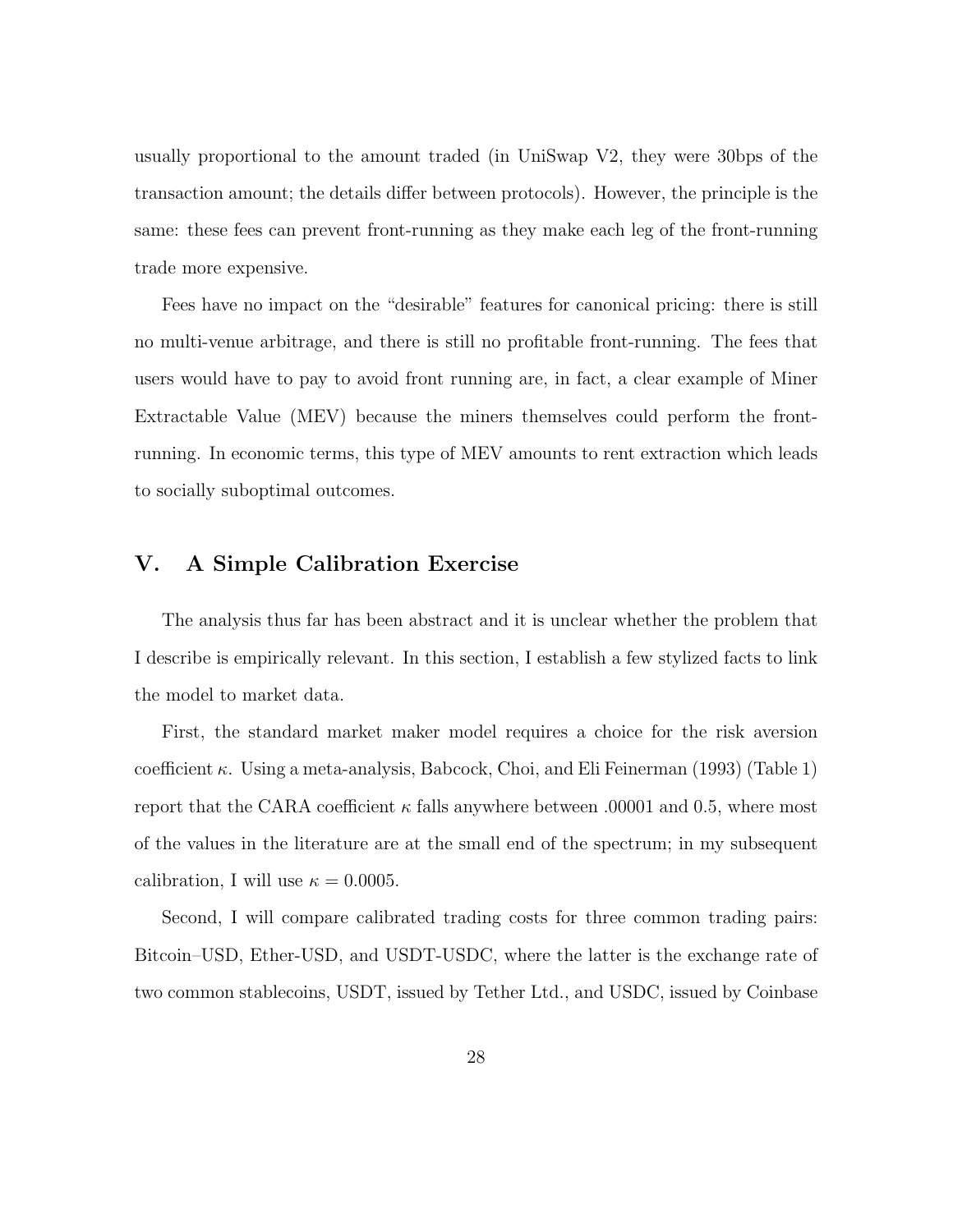usually proportional to the amount traded (in UniSwap V2, they were 30bps of the transaction amount; the details differ between protocols). However, the principle is the same: these fees can prevent front-running as they make each leg of the front-running trade more expensive.

Fees have no impact on the "desirable" features for canonical pricing: there is still no multi-venue arbitrage, and there is still no profitable front-running. The fees that users would have to pay to avoid front running are, in fact, a clear example of Miner Extractable Value (MEV) because the miners themselves could perform the front-running. In economic terms, this type of MEV amounts to rent extraction which leads to socially suboptimal outcomes.

## V. A Simple Calibration Exercise

The analysis thus far has been abstract and it is unclear whether the problem that I describe is empirically relevant. In this section, I establish a few stylized facts to link the model to market data.

First, the standard market maker model requires a choice for the risk aversion coefficient $\kappa$. Using a meta-analysis, Babcock, Choi, and Eli Feinerman (1993) (Table 1) report that the CARA coefficient $\kappa$ falls anywhere between .00001 and 0.5, where most of the values in the literature are at the small end of the spectrum; in my subsequent calibration, I will use $\kappa = 0.0005$.

Second, I will compare calibrated trading costs for three common trading pairs: Bitcoin–USD, Ether-USD, and USDT-USDC, where the latter is the exchange rate of two common stablecoins, USDT, issued by Tether Ltd., and USDC, issued by Coinbase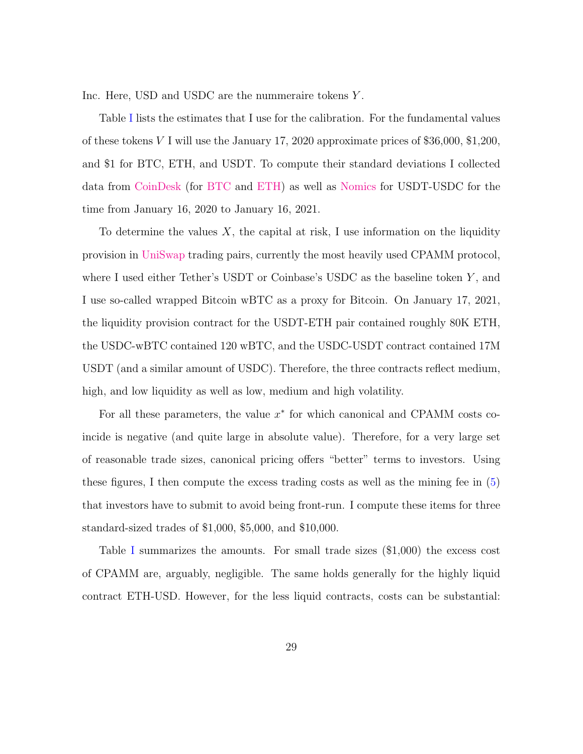Inc. Here, USD and USDC are the nummeraire tokens $Y$.

Table I lists the estimates that I use for the calibration. For the fundamental values of these tokens $V$ I will use the January 17, 2020 approximate prices of \$36,000, \$1,200, and \$1 for BTC, ETH, and USDT. To compute their standard deviations I collected data from CoinDesk (for BTC and ETH) as well as Nomics for USDT-USDC for the time from January 16, 2020 to January 16, 2021.

To determine the values $X$, the capital at risk, I use information on the liquidity provision in UniSwap trading pairs, currently the most heavily used CPAMM protocol, where I used either Tether's USDT or Coinbase's USDC as the baseline token $Y$, and I use so-called wrapped Bitcoin wBTC as a proxy for Bitcoin. On January 17, 2021, the liquidity provision contract for the USDT-ETH pair contained roughly 80K ETH, the USDC-wBTC contained 120 wBTC, and the USDC-USDT contract contained 17M USDT (and a similar amount of USDC). Therefore, the three contracts reflect medium, high, and low liquidity as well as low, medium and high volatility.

For all these parameters, the value $x^*$ for which canonical and CPAMM costs coincide is negative (and quite large in absolute value). Therefore, for a very large set of reasonable trade sizes, canonical pricing offers "better" terms to investors. Using these figures, I then compute the excess trading costs as well as the mining fee in (5) that investors have to submit to avoid being front-run. I compute these items for three standard-sized trades of \$1,000, \$5,000, and \$10,000.

Table I summarizes the amounts. For small trade sizes (\$1,000) the excess cost of CPAMM are, arguably, negligible. The same holds generally for the highly liquid contract ETH-USD. However, for the less liquid contracts, costs can be substantial: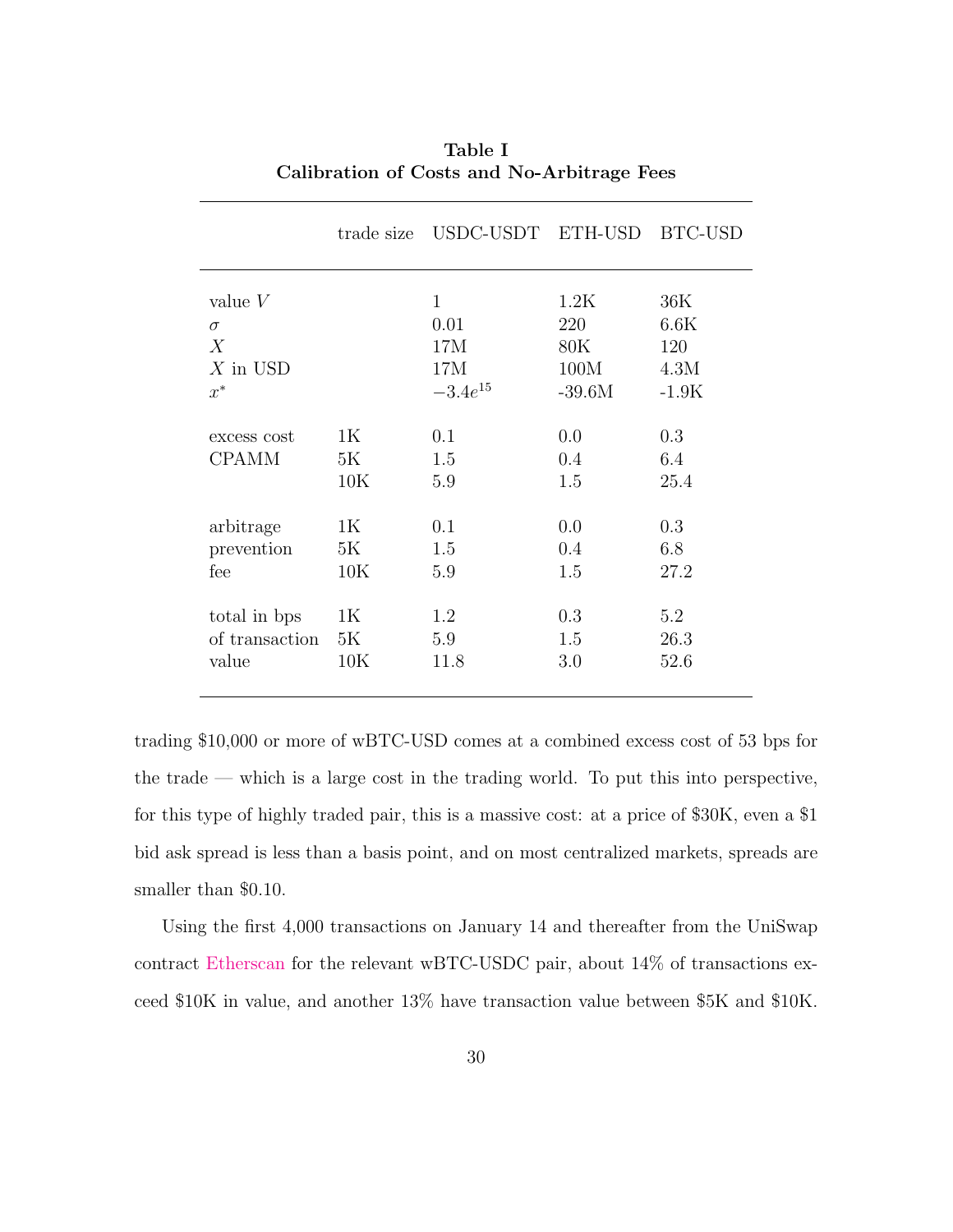**Table I**
**Calibration of Costs and No-Arbitrage Fees**

| | trade size | USDC-USDT | ETH-USD | BTC-USD |
|---|---|---|---|---|
| value $V$ | | 1 | 1.2K | 36K |
| $\sigma$ | | 0.01 | 220 | 6.6K |
| $X$ | | 17M | 80K | 120 |
| $X$ in USD | | 17M | 100M | 4.3M |
| $x^*$ | | $-3.4e^{15}$ | -39.6M | -1.9K |
| excess cost CPAMM | 1K | 0.1 | 0.0 | 0.3 |
| | 5K | 1.5 | 0.4 | 6.4 |
| | 10K | 5.9 | 1.5 | 25.4 |
| arbitrage prevention fee | 1K | 0.1 | 0.0 | 0.3 |
| | 5K | 1.5 | 0.4 | 6.8 |
| | 10K | 5.9 | 1.5 | 27.2 |
| total in bps of transaction value | 1K | 1.2 | 0.3 | 5.2 |
| | 5K | 5.9 | 1.5 | 26.3 |
| | 10K | 11.8 | 3.0 | 52.6 |

trading $10,000 or more of wBTC-USD comes at a combined excess cost of 53 bps for the trade — which is a large cost in the trading world. To put this into perspective, for this type of highly traded pair, this is a massive cost: at a price of $30K, even a $1 bid ask spread is less than a basis point, and on most centralized markets, spreads are smaller than $0.10.

Using the first 4,000 transactions on January 14 and thereafter from the UniSwap contract Etherscan for the relevant wBTC-USDC pair, about 14% of transactions exceed $10K in value, and another 13% have transaction value between $5K and $10K.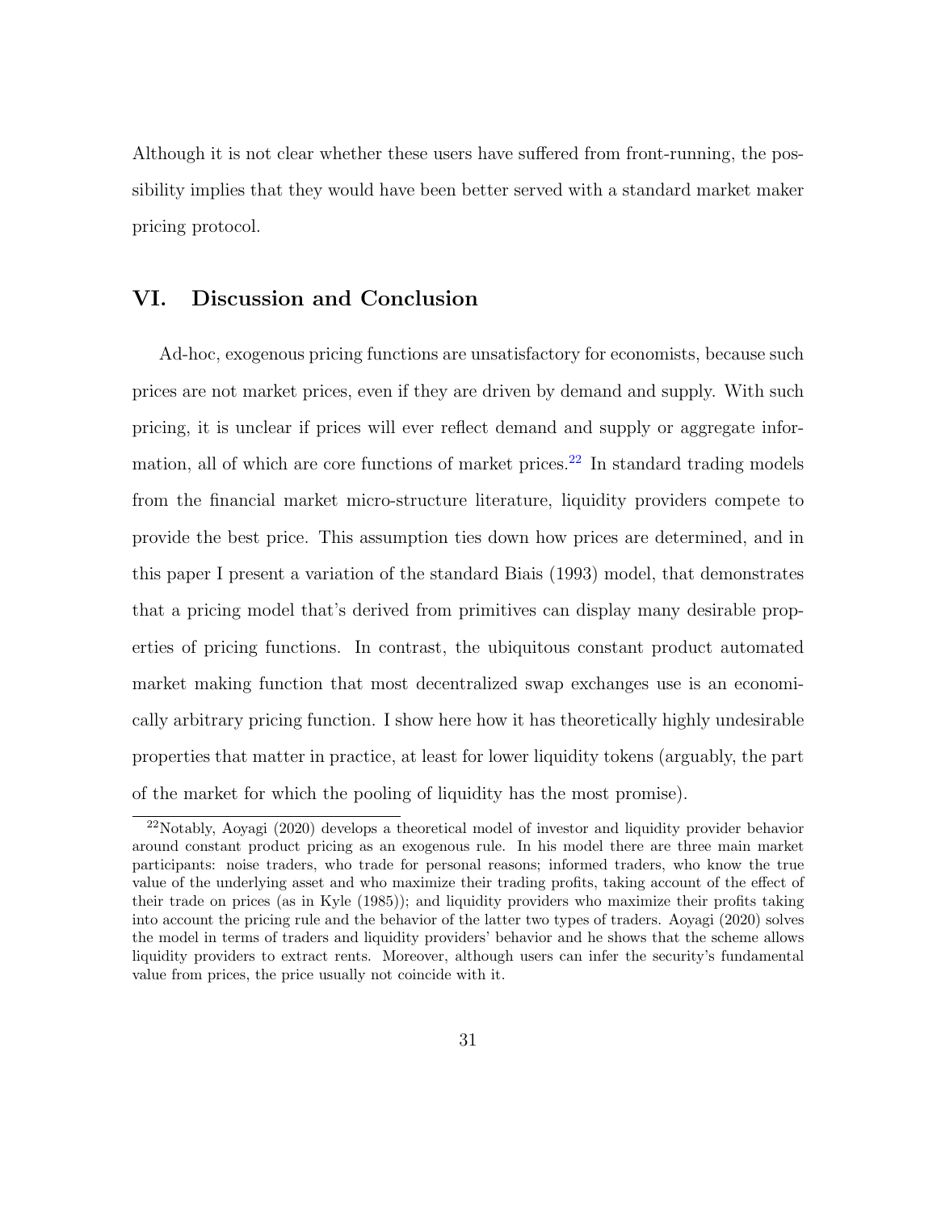Although it is not clear whether these users have suffered from front-running, the possibility implies that they would have been better served with a standard market maker pricing protocol.

## VI. Discussion and Conclusion

Ad-hoc, exogenous pricing functions are unsatisfactory for economists, because such prices are not market prices, even if they are driven by demand and supply. With such pricing, it is unclear if prices will ever reflect demand and supply or aggregate information, all of which are core functions of market prices.[22] In standard trading models from the financial market micro-structure literature, liquidity providers compete to provide the best price. This assumption ties down how prices are determined, and in this paper I present a variation of the standard Biais (1993) model, that demonstrates that a pricing model that's derived from primitives can display many desirable properties of pricing functions. In contrast, the ubiquitous constant product automated market making function that most decentralized swap exchanges use is an economically arbitrary pricing function. I show here how it has theoretically highly undesirable properties that matter in practice, at least for lower liquidity tokens (arguably, the part of the market for which the pooling of liquidity has the most promise).

[22] Notably, Aoyagi (2020) develops a theoretical model of investor and liquidity provider behavior around constant product pricing as an exogenous rule. In his model there are three main market participants: noise traders, who trade for personal reasons; informed traders, who know the true value of the underlying asset and who maximize their trading profits, taking account of the effect of their trade on prices (as in Kyle (1985)); and liquidity providers who maximize their profits taking into account the pricing rule and the behavior of the latter two types of traders. Aoyagi (2020) solves the model in terms of traders and liquidity providers' behavior and he shows that the scheme allows liquidity providers to extract rents. Moreover, although users can infer the security's fundamental value from prices, the price usually not coincide with it.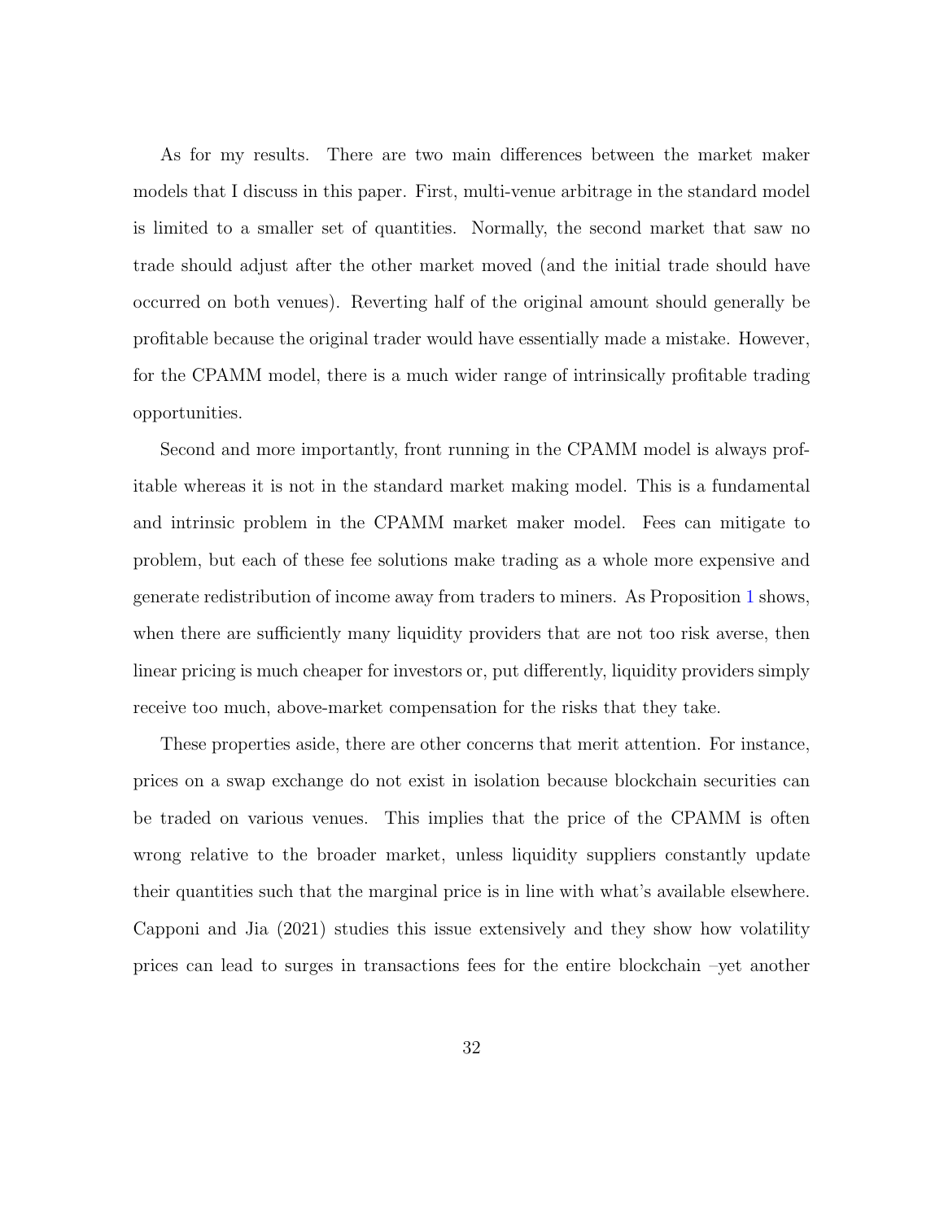As for my results. There are two main differences between the market maker models that I discuss in this paper. First, multi-venue arbitrage in the standard model is limited to a smaller set of quantities. Normally, the second market that saw no trade should adjust after the other market moved (and the initial trade should have occurred on both venues). Reverting half of the original amount should generally be profitable because the original trader would have essentially made a mistake. However, for the CPAMM model, there is a much wider range of intrinsically profitable trading opportunities.

Second and more importantly, front running in the CPAMM model is always profitable whereas it is not in the standard market making model. This is a fundamental and intrinsic problem in the CPAMM market maker model. Fees can mitigate to problem, but each of these fee solutions make trading as a whole more expensive and generate redistribution of income away from traders to miners. As Proposition 1 shows, when there are sufficiently many liquidity providers that are not too risk averse, then linear pricing is much cheaper for investors or, put differently, liquidity providers simply receive too much, above-market compensation for the risks that they take.

These properties aside, there are other concerns that merit attention. For instance, prices on a swap exchange do not exist in isolation because blockchain securities can be traded on various venues. This implies that the price of the CPAMM is often wrong relative to the broader market, unless liquidity suppliers constantly update their quantities such that the marginal price is in line with what's available elsewhere. Capponi and Jia (2021) studies this issue extensively and they show how volatility prices can lead to surges in transactions fees for the entire blockchain –yet another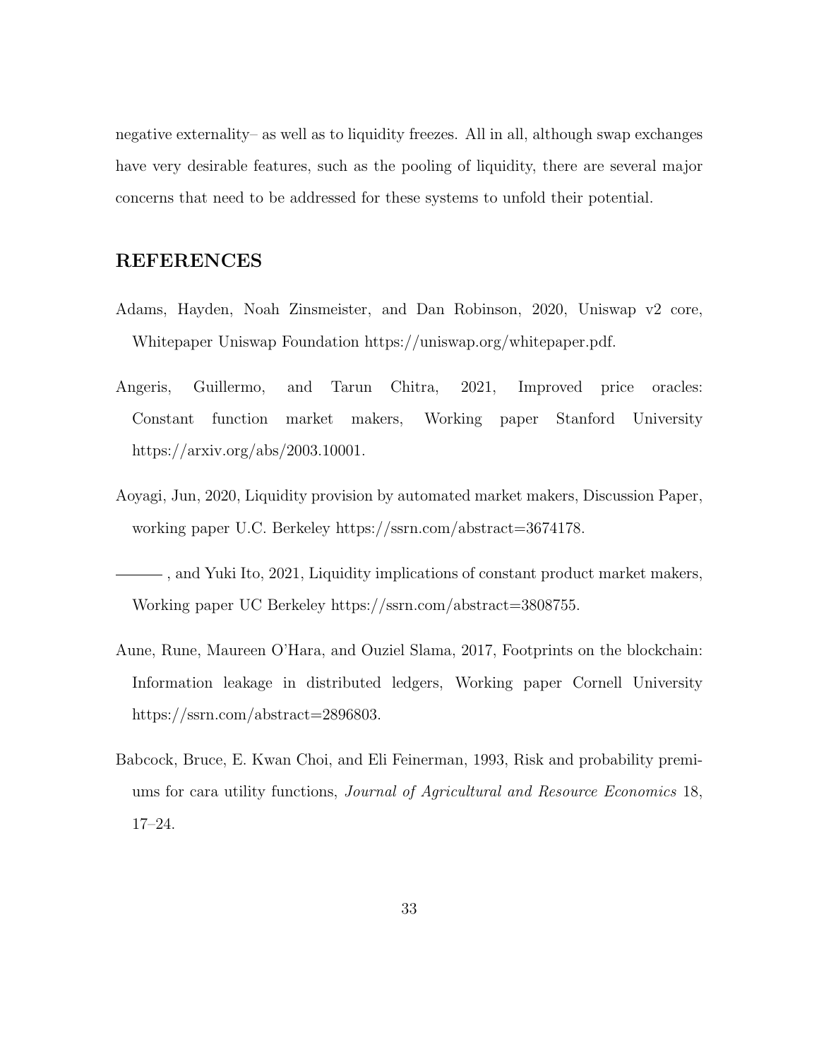negative externality– as well as to liquidity freezes. All in all, although swap exchanges have very desirable features, such as the pooling of liquidity, there are several major concerns that need to be addressed for these systems to unfold their potential.

## REFERENCES

Adams, Hayden, Noah Zinsmeister, and Dan Robinson, 2020, Uniswap v2 core, Whitepaper Uniswap Foundation https://uniswap.org/whitepaper.pdf.

Angeris, Guillermo, and Tarun Chitra, 2021, Improved price oracles: Constant function market makers, Working paper Stanford University https://arxiv.org/abs/2003.10001.

Aoyagi, Jun, 2020, Liquidity provision by automated market makers, Discussion Paper, working paper U.C. Berkeley https://ssrn.com/abstract=3674178.

——— , and Yuki Ito, 2021, Liquidity implications of constant product market makers, Working paper UC Berkeley https://ssrn.com/abstract=3808755.

Aune, Rune, Maureen O'Hara, and Ouziel Slama, 2017, Footprints on the blockchain: Information leakage in distributed ledgers, Working paper Cornell University https://ssrn.com/abstract=2896803.

Babcock, Bruce, E. Kwan Choi, and Eli Feinerman, 1993, Risk and probability premiums for cara utility functions, *Journal of Agricultural and Resource Economics* 18, 17–24.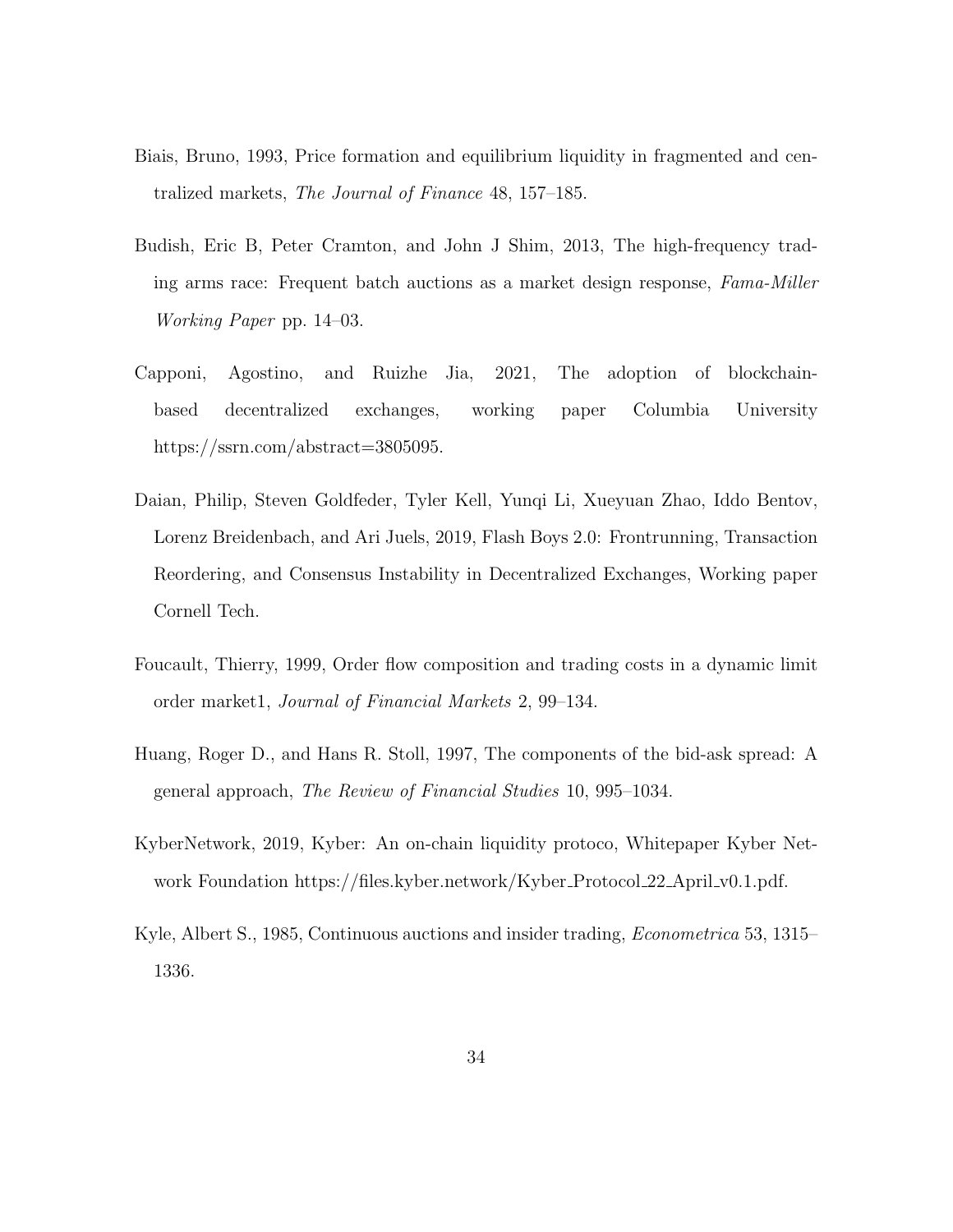Biais, Bruno, 1993, Price formation and equilibrium liquidity in fragmented and centralized markets, *The Journal of Finance* 48, 157–185.

Budish, Eric B, Peter Cramton, and John J Shim, 2013, The high-frequency trading arms race: Frequent batch auctions as a market design response, *Fama-Miller Working Paper* pp. 14–03.

Capponi, Agostino, and Ruizhe Jia, 2021, The adoption of blockchain-based decentralized exchanges, working paper Columbia University https://ssrn.com/abstract=3805095.

Daian, Philip, Steven Goldfeder, Tyler Kell, Yunqi Li, Xueyuan Zhao, Iddo Bentov, Lorenz Breidenbach, and Ari Juels, 2019, Flash Boys 2.0: Frontrunning, Transaction Reordering, and Consensus Instability in Decentralized Exchanges, Working paper Cornell Tech.

Foucault, Thierry, 1999, Order flow composition and trading costs in a dynamic limit order market1, *Journal of Financial Markets* 2, 99–134.

Huang, Roger D., and Hans R. Stoll, 1997, The components of the bid-ask spread: A general approach, *The Review of Financial Studies* 10, 995–1034.

KyberNetwork, 2019, Kyber: An on-chain liquidity protoco, Whitepaper Kyber Network Foundation https://files.kyber.network/Kyber_Protocol_22_April_v0.1.pdf.

Kyle, Albert S., 1985, Continuous auctions and insider trading, *Econometrica* 53, 1315–1336.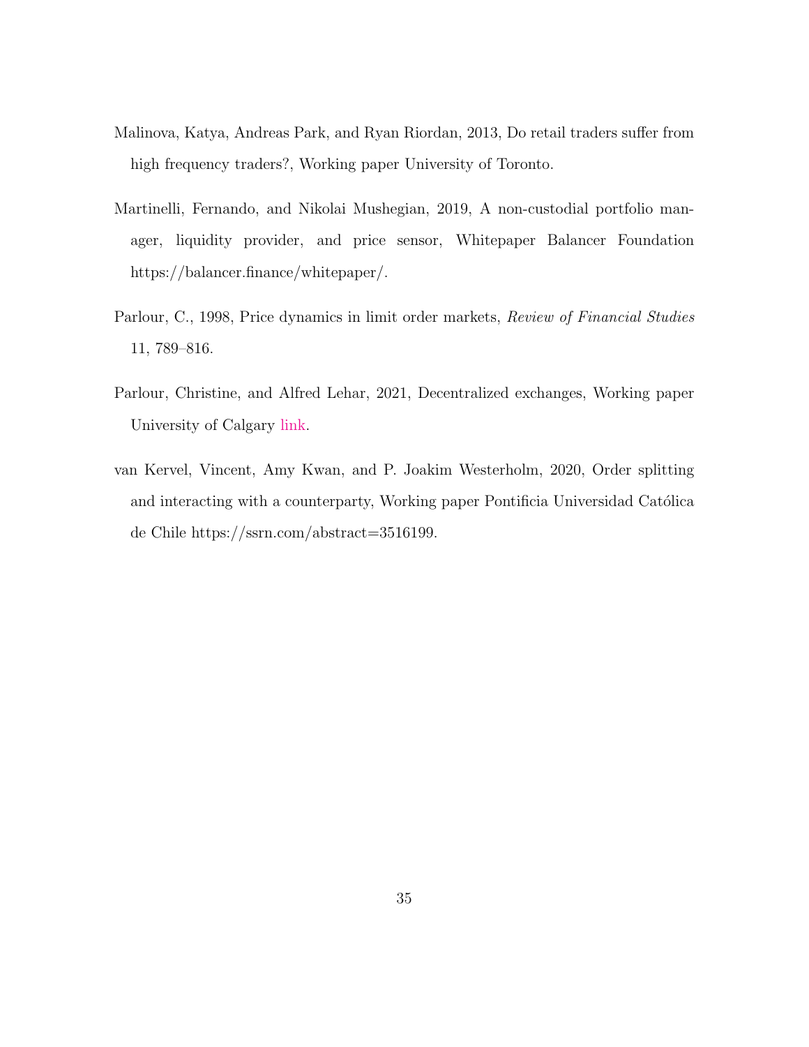Malinova, Katya, Andreas Park, and Ryan Riordan, 2013, Do retail traders suffer from high frequency traders?, Working paper University of Toronto.

Martinelli, Fernando, and Nikolai Mushegian, 2019, A non-custodial portfolio manager, liquidity provider, and price sensor, Whitepaper Balancer Foundation https://balancer.finance/whitepaper/.

Parlour, C., 1998, Price dynamics in limit order markets, *Review of Financial Studies* 11, 789–816.

Parlour, Christine, and Alfred Lehar, 2021, Decentralized exchanges, Working paper University of Calgary link.

van Kervel, Vincent, Amy Kwan, and P. Joakim Westerholm, 2020, Order splitting and interacting with a counterparty, Working paper Pontificia Universidad Católica de Chile https://ssrn.com/abstract=3516199.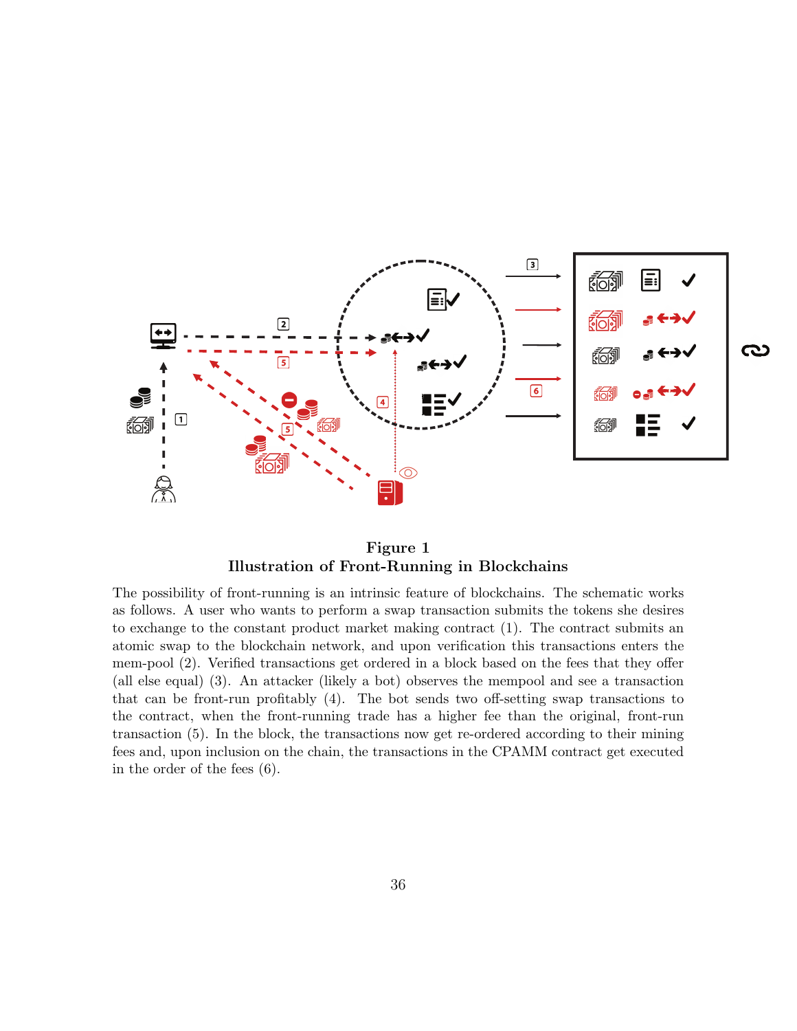1

2

5

5

4

3

6

**Figure 1**
**Illustration of Front-Running in Blockchains**

The possibility of front-running is an intrinsic feature of blockchains. The schematic works as follows. A user who wants to perform a swap transaction submits the tokens she desires to exchange to the constant product market making contract (1). The contract submits an atomic swap to the blockchain network, and upon verification this transactions enters the mem-pool (2). Verified transactions get ordered in a block based on the fees that they offer (all else equal) (3). An attacker (likely a bot) observes the mempool and see a transaction that can be front-run profitably (4). The bot sends two off-setting swap transactions to the contract, when the front-running trade has a higher fee than the original, front-run transaction (5). In the block, the transactions now get re-ordered according to their mining fees and, upon inclusion on the chain, the transactions in the CPAMM contract get executed in the order of the fees (6).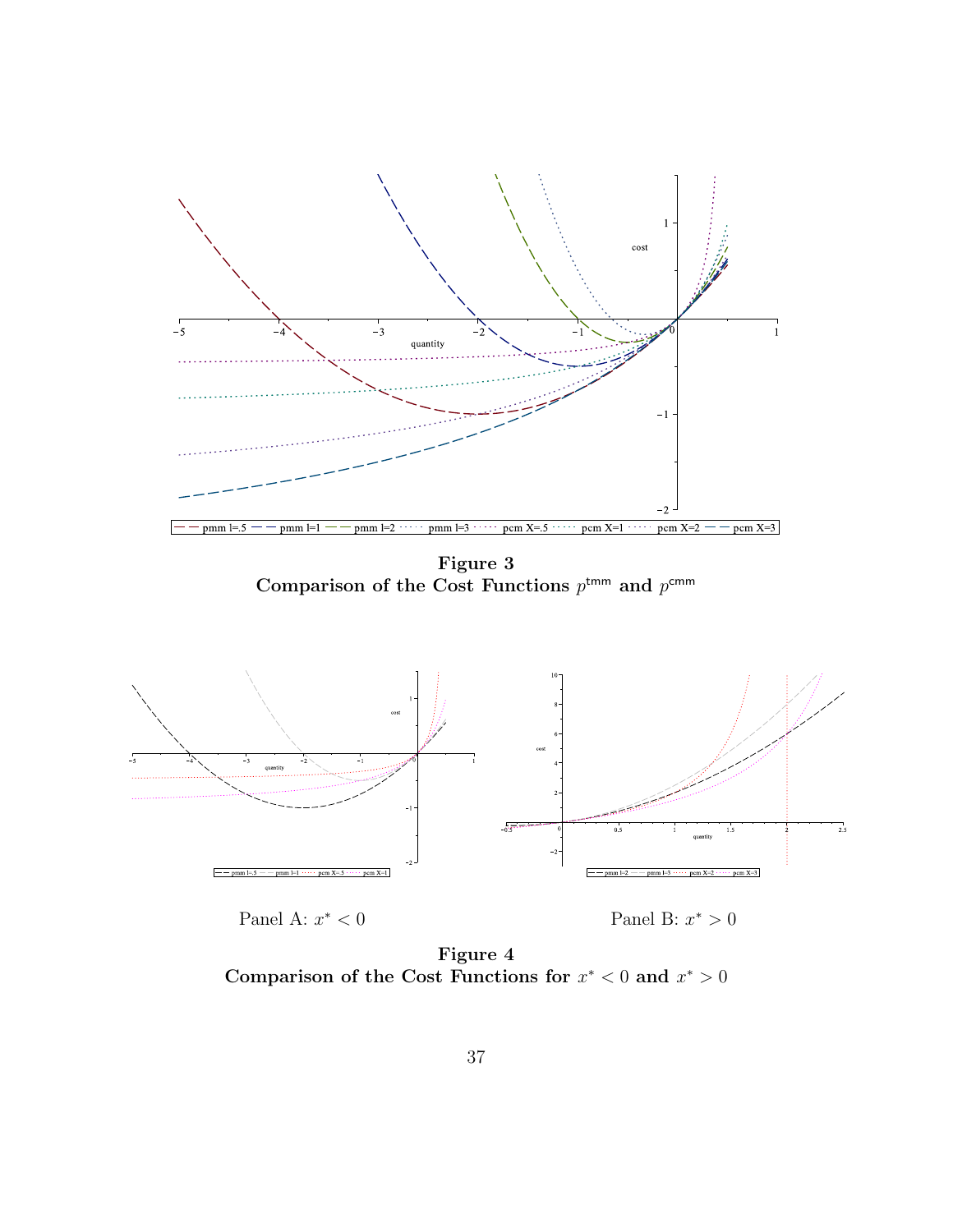cost

quantity

−5 −4 −3 −2 −1 0 1

1

−1

−2

pmm l=.5 pmm l=1 pmm l=2 pmm l=3 pcm X=.5 pcm X=1 pcm X=2 pcm X=3

**Figure 3**
**Comparison of the Cost Functions $p^{\mathsf{tmm}}$ and $p^{\mathsf{cmm}}$**

cost

quantity

-5 -4 -3 -2 -1 0 1

1

-1

-2

pmm l=.5 pmm l=1 pcm X=.5 pcm X=1

Panel A: $x^* < 0$

cost

quantity

-0.5 0 0.5 1 1.5 2 2.5

10

8

6

4

2

-2

pmm l=2 pmm l=3 pcm X=2 pcm X=3

Panel B: $x^* > 0$

**Figure 4**
**Comparison of the Cost Functions for $x^* < 0$ and $x^* > 0$**